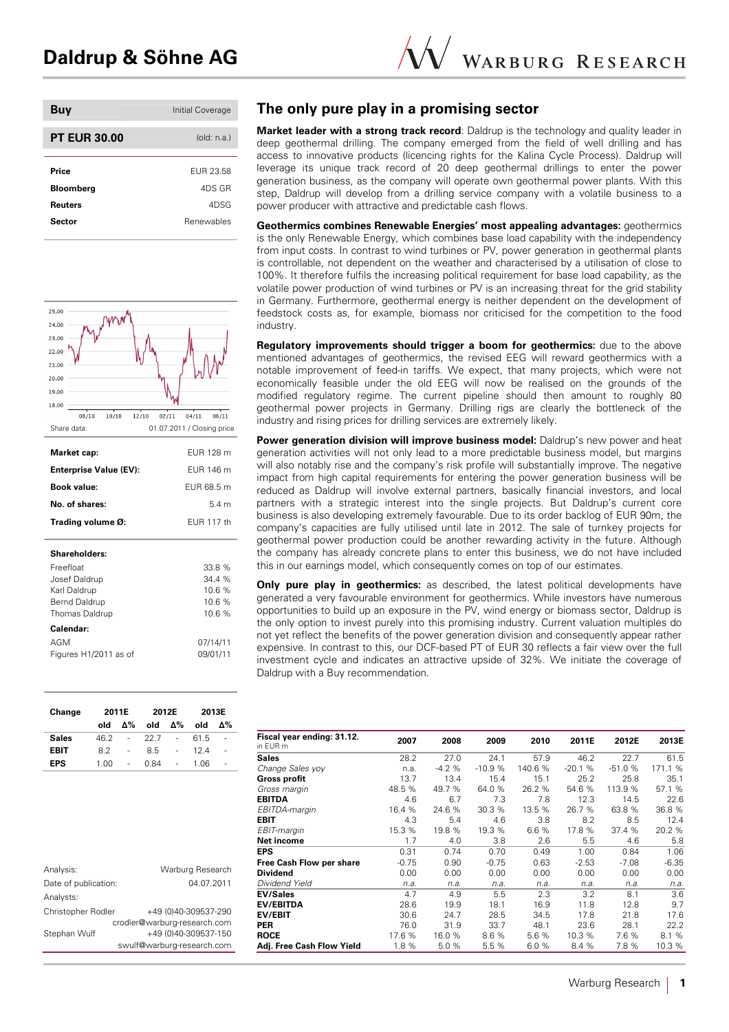# Daldrup & Söhne AG

| Buy | Initial Coverage |
|---|---|
| **PT EUR 30.00** | (old: n.a.) |

| | |
|---|---|
| **Price** | EUR 23.58 |
| **Bloomberg** | 4DS GR |
| **Reuters** | 4DSG |
| **Sector** | Renewables |

Share data: 01.07.2011 / Closing price

| | |
|---|---|
| **Market cap:** | EUR 128 m |
| **Enterprise Value (EV):** | EUR 146 m |
| **Book value:** | EUR 68.5 m |
| **No. of shares:** | 5.4 m |
| **Trading volume Ø:** | EUR 117 th |

**Shareholders:**

| | |
|---|---|
| Freefloat | 33.8 % |
| Josef Daldrup | 34.4 % |
| Karl Daldrup | 10.6 % |
| Bernd Daldrup | 10.6 % |
| Thomas Daldrup | 10.6 % |

**Calendar:**

| | |
|---|---|
| AGM | 07/14/11 |
| Figures H1/2011 as of | 09/01/11 |

| Change | 2011E | | 2012E | | 2013E | |
|---|---|---|---|---|---|---|
| | old | Δ% | old | Δ% | old | Δ% |
| **Sales** | 46.2 | - | 22.7 | - | 61.5 | - |
| **EBIT** | 8.2 | - | 8.5 | - | 12.4 | - |
| **EPS** | 1.00 | - | 0.84 | - | 1.06 | - |

Analysis: Warburg Research
Date of publication: 04.07.2011
Analysts:
Christopher Rodler +49 (0)40-309537-290 crodler@warburg-research.com
Stephan Wulf +49 (0)40-309537-150 swulf@warburg-research.com

## The only pure play in a promising sector

**Market leader with a strong track record**: Daldrup is the technology and quality leader in deep geothermal drilling. The company emerged from the field of well drilling and has access to innovative products (licencing rights for the Kalina Cycle Process). Daldrup will leverage its unique track record of 20 deep geothermal drillings to enter the power generation business, as the company will operate own geothermal power plants. With this step, Daldrup will develop from a drilling service company with a volatile business to a power producer with attractive and predictable cash flows.

**Geothermics combines Renewable Energies' most appealing advantages:** geothermics is the only Renewable Energy, which combines base load capability with the independency from input costs. In contrast to wind turbines or PV, power generation in geothermal plants is controllable, not dependent on the weather and characterised by a utilisation of close to 100%. It therefore fulfils the increasing political requirement for base load capability, as the volatile power production of wind turbines or PV is an increasing threat for the grid stability in Germany. Furthermore, geothermal energy is neither dependent on the development of feedstock costs as, for example, biomass nor criticised for the competition to the food industry.

**Regulatory improvements should trigger a boom for geothermics:** due to the above mentioned advantages of geothermics, the revised EEG will reward geothermics with a notable improvement of feed-in tariffs. We expect, that many projects, which were not economically feasible under the old EEG will now be realised on the grounds of the modified regulatory regime. The current pipeline should then amount to roughly 80 geothermal power projects in Germany. Drilling rigs are clearly the bottleneck of the industry and rising prices for drilling services are extremely likely.

**Power generation division will improve business model:** Daldrup's new power and heat generation activities will not only lead to a more predictable business model, but margins will also notably rise and the company's risk profile will substantially improve. The negative impact from high capital requirements for entering the power generation business will be reduced as Daldrup will involve external partners, basically financial investors, and local partners with a strategic interest into the single projects. But Daldrup's current core business is also developing extremely favourable. Due to its order backlog of EUR 90m, the company's capacities are fully utilised until late in 2012. The sale of turnkey projects for geothermal power production could be another rewarding activity in the future. Although the company has already concrete plans to enter this business, we do not have included this in our earnings model, which consequently comes on top of our estimates.

**Only pure play in geothermics:** as described, the latest political developments have generated a very favourable environment for geothermics. While investors have numerous opportunities to build up an exposure in the PV, wind energy or biomass sector, Daldrup is the only option to invest purely into this promising industry. Current valuation multiples do not yet reflect the benefits of the power generation division and consequently appear rather expensive. In contrast to this, our DCF-based PT of EUR 30 reflects a fair view over the full investment cycle and indicates an attractive upside of 32%. We initiate the coverage of Daldrup with a Buy recommendation.

| Fiscal year ending: 31.12. in EUR m | 2007 | 2008 | 2009 | 2010 | 2011E | 2012E | 2013E |
|---|---|---|---|---|---|---|---|
| **Sales** | 28.2 | 27.0 | 24.1 | 57.9 | 46.2 | 22.7 | 61.5 |
| *Change Sales yoy* | n.a. | -4.2 % | -10.9 % | 140.6 % | -20.1 % | -51.0 % | 171.1 % |
| **Gross profit** | 13.7 | 13.4 | 15.4 | 15.1 | 25.2 | 25.8 | 35.1 |
| *Gross margin* | 48.5 % | 49.7 % | 64.0 % | 26.2 % | 54.6 % | 113.9 % | 57.1 % |
| **EBITDA** | 4.6 | 6.7 | 7.3 | 7.8 | 12.3 | 14.5 | 22.6 |
| *EBITDA-margin* | 16.4 % | 24.6 % | 30.3 % | 13.5 % | 26.7 % | 63.8 % | 36.8 % |
| **EBIT** | 4.3 | 5.4 | 4.6 | 3.8 | 8.2 | 8.5 | 12.4 |
| *EBIT-margin* | 15.3 % | 19.8 % | 19.3 % | 6.6 % | 17.8 % | 37.4 % | 20.2 % |
| **Net income** | 1.7 | 4.0 | 3.8 | 2.6 | 5.5 | 4.6 | 5.8 |
| **EPS** | 0.31 | 0.74 | 0.70 | 0.49 | 1.00 | 0.84 | 1.06 |
| **Free Cash Flow per share** | -0.75 | 0.90 | -0.75 | 0.63 | -2.53 | -7.08 | -6.35 |
| **Dividend** | 0.00 | 0.00 | 0.00 | 0.00 | 0.00 | 0.00 | 0.00 |
| *Dividend Yield* | n.a. | n.a. | n.a. | n.a. | n.a. | n.a. | n.a. |
| **EV/Sales** | 4.7 | 4.9 | 5.5 | 2.3 | 3.2 | 8.1 | 3.6 |
| **EV/EBITDA** | 28.6 | 19.9 | 18.1 | 16.9 | 11.8 | 12.8 | 9.7 |
| **EV/EBIT** | 30.6 | 24.7 | 28.5 | 34.5 | 17.8 | 21.8 | 17.6 |
| **PER** | 76.0 | 31.9 | 33.7 | 48.1 | 23.6 | 28.1 | 22.2 |
| **ROCE** | 17.6 % | 16.0 % | 8.6 % | 5.6 % | 10.3 % | 7.6 % | 8.1 % |
| **Adj. Free Cash Flow Yield** | 1.8 % | 5.0 % | 5.5 % | 6.0 % | 8.4 % | 7.8 % | 10.3 % |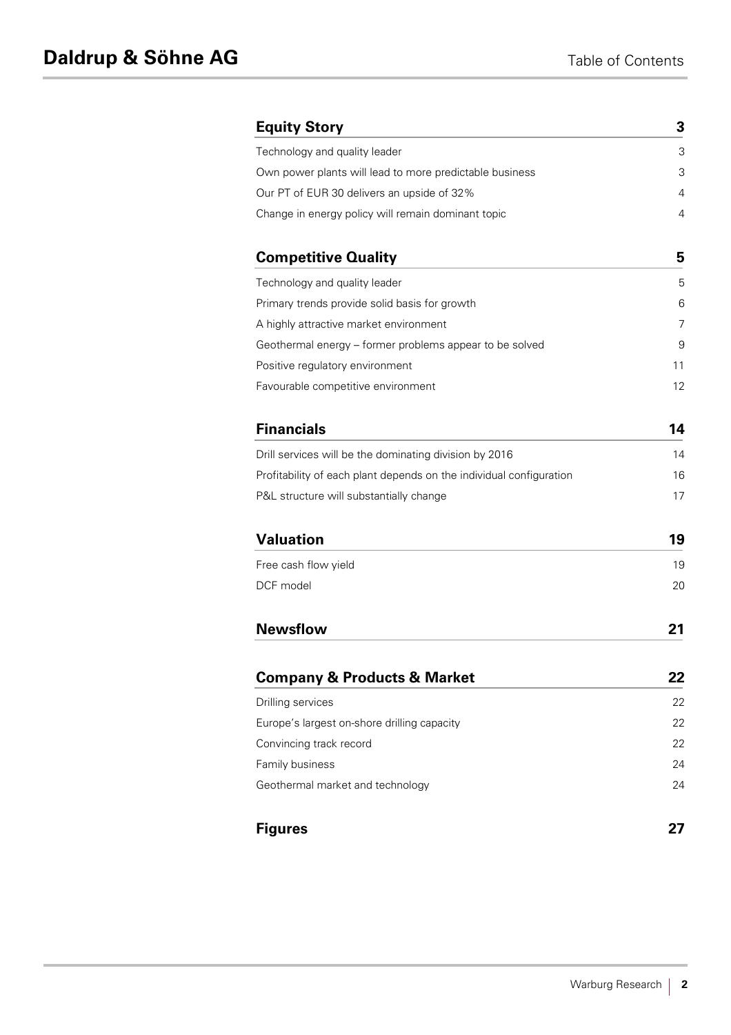# Table of Contents

| | |
|---|---|
| **Equity Story** | **3** |
| Technology and quality leader | 3 |
| Own power plants will lead to more predictable business | 3 |
| Our PT of EUR 30 delivers an upside of 32% | 4 |
| Change in energy policy will remain dominant topic | 4 |
| **Competitive Quality** | **5** |
| Technology and quality leader | 5 |
| Primary trends provide solid basis for growth | 6 |
| A highly attractive market environment | 7 |
| Geothermal energy – former problems appear to be solved | 9 |
| Positive regulatory environment | 11 |
| Favourable competitive environment | 12 |
| **Financials** | **14** |
| Drill services will be the dominating division by 2016 | 14 |
| Profitability of each plant depends on the individual configuration | 16 |
| P&L structure will substantially change | 17 |
| **Valuation** | **19** |
| Free cash flow yield | 19 |
| DCF model | 20 |
| **Newsflow** | **21** |
| **Company & Products & Market** | **22** |
| Drilling services | 22 |
| Europe's largest on-shore drilling capacity | 22 |
| Convincing track record | 22 |
| Family business | 24 |
| Geothermal market and technology | 24 |
| **Figures** | **27** |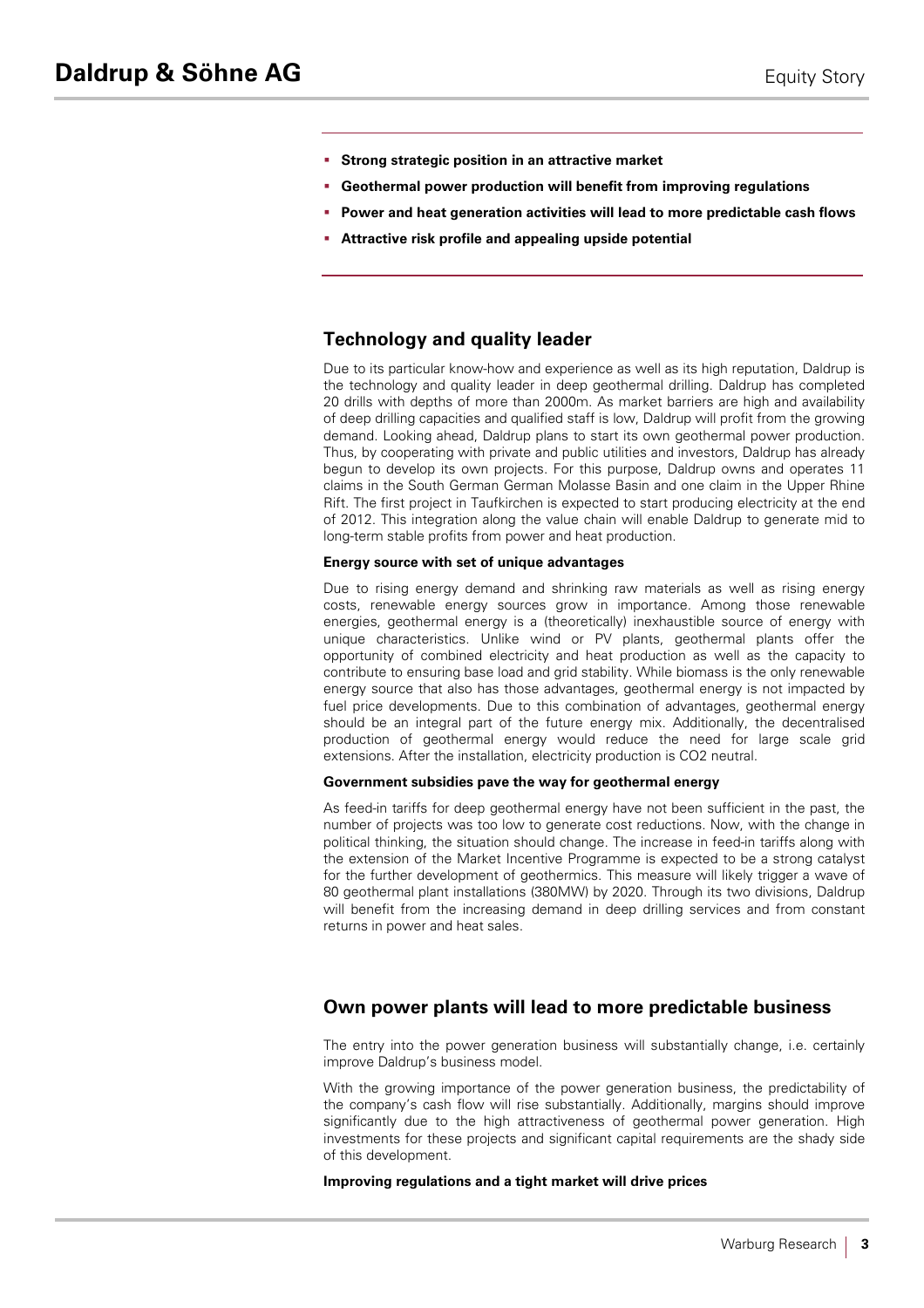- **Strong strategic position in an attractive market**
- **Geothermal power production will benefit from improving regulations**
- **Power and heat generation activities will lead to more predictable cash flows**
- **Attractive risk profile and appealing upside potential**

## Technology and quality leader

Due to its particular know-how and experience as well as its high reputation, Daldrup is the technology and quality leader in deep geothermal drilling. Daldrup has completed 20 drills with depths of more than 2000m. As market barriers are high and availability of deep drilling capacities and qualified staff is low, Daldrup will profit from the growing demand. Looking ahead, Daldrup plans to start its own geothermal power production. Thus, by cooperating with private and public utilities and investors, Daldrup has already begun to develop its own projects. For this purpose, Daldrup owns and operates 11 claims in the South German German Molasse Basin and one claim in the Upper Rhine Rift. The first project in Taufkirchen is expected to start producing electricity at the end of 2012. This integration along the value chain will enable Daldrup to generate mid to long-term stable profits from power and heat production.

**Energy source with set of unique advantages**

Due to rising energy demand and shrinking raw materials as well as rising energy costs, renewable energy sources grow in importance. Among those renewable energies, geothermal energy is a (theoretically) inexhaustible source of energy with unique characteristics. Unlike wind or PV plants, geothermal plants offer the opportunity of combined electricity and heat production as well as the capacity to contribute to ensuring base load and grid stability. While biomass is the only renewable energy source that also has those advantages, geothermal energy is not impacted by fuel price developments. Due to this combination of advantages, geothermal energy should be an integral part of the future energy mix. Additionally, the decentralised production of geothermal energy would reduce the need for large scale grid extensions. After the installation, electricity production is $CO_2$ neutral.

**Government subsidies pave the way for geothermal energy**

As feed-in tariffs for deep geothermal energy have not been sufficient in the past, the number of projects was too low to generate cost reductions. Now, with the change in political thinking, the situation should change. The increase in feed-in tariffs along with the extension of the Market Incentive Programme is expected to be a strong catalyst for the further development of geothermics. This measure will likely trigger a wave of 80 geothermal plant installations (380MW) by 2020. Through its two divisions, Daldrup will benefit from the increasing demand in deep drilling services and from constant returns in power and heat sales.

## Own power plants will lead to more predictable business

The entry into the power generation business will substantially change, i.e. certainly improve Daldrup's business model.

With the growing importance of the power generation business, the predictability of the company's cash flow will rise substantially. Additionally, margins should improve significantly due to the high attractiveness of geothermal power generation. High investments for these projects and significant capital requirements are the shady side of this development.

**Improving regulations and a tight market will drive prices**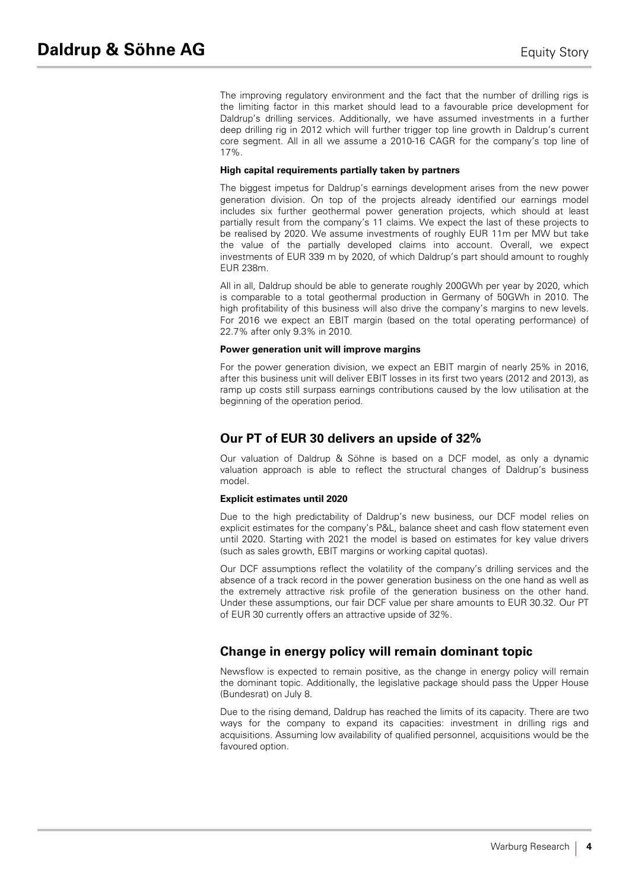The improving regulatory environment and the fact that the number of drilling rigs is the limiting factor in this market should lead to a favourable price development for Daldrup's drilling services. Additionally, we have assumed investments in a further deep drilling rig in 2012 which will further trigger top line growth in Daldrup's current core segment. All in all we assume a 2010-16 CAGR for the company's top line of 17%.

**High capital requirements partially taken by partners**

The biggest impetus for Daldrup's earnings development arises from the new power generation division. On top of the projects already identified our earnings model includes six further geothermal power generation projects, which should at least partially result from the company's 11 claims. We expect the last of these projects to be realised by 2020. We assume investments of roughly EUR 11m per MW but take the value of the partially developed claims into account. Overall, we expect investments of EUR 339 m by 2020, of which Daldrup's part should amount to roughly EUR 238m.

All in all, Daldrup should be able to generate roughly 200GWh per year by 2020, which is comparable to a total geothermal production in Germany of 50GWh in 2010. The high profitability of this business will also drive the company's margins to new levels. For 2016 we expect an EBIT margin (based on the total operating performance) of 22.7% after only 9.3% in 2010.

**Power generation unit will improve margins**

For the power generation division, we expect an EBIT margin of nearly 25% in 2016, after this business unit will deliver EBIT losses in its first two years (2012 and 2013), as ramp up costs still surpass earnings contributions caused by the low utilisation at the beginning of the operation period.

## Our PT of EUR 30 delivers an upside of 32%

Our valuation of Daldrup & Söhne is based on a DCF model, as only a dynamic valuation approach is able to reflect the structural changes of Daldrup's business model.

**Explicit estimates until 2020**

Due to the high predictability of Daldrup's new business, our DCF model relies on explicit estimates for the company's P&L, balance sheet and cash flow statement even until 2020. Starting with 2021 the model is based on estimates for key value drivers (such as sales growth, EBIT margins or working capital quotas).

Our DCF assumptions reflect the volatility of the company's drilling services and the absence of a track record in the power generation business on the one hand as well as the extremely attractive risk profile of the generation business on the other hand. Under these assumptions, our fair DCF value per share amounts to EUR 30.32. Our PT of EUR 30 currently offers an attractive upside of 32%.

## Change in energy policy will remain dominant topic

Newsflow is expected to remain positive, as the change in energy policy will remain the dominant topic. Additionally, the legislative package should pass the Upper House (Bundesrat) on July 8.

Due to the rising demand, Daldrup has reached the limits of its capacity. There are two ways for the company to expand its capacities: investment in drilling rigs and acquisitions. Assuming low availability of qualified personnel, acquisitions would be the favoured option.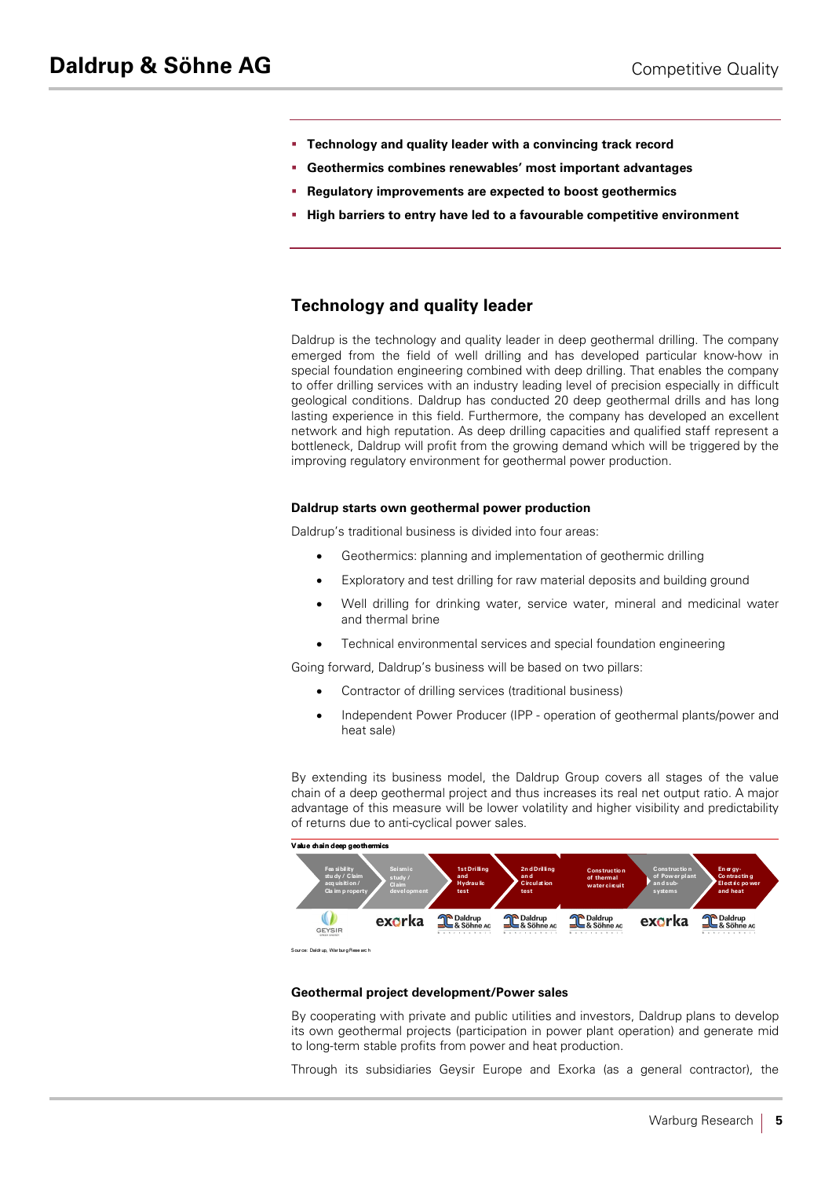- **Technology and quality leader with a convincing track record**
- **Geothermics combines renewables' most important advantages**
- **Regulatory improvements are expected to boost geothermics**
- **High barriers to entry have led to a favourable competitive environment**

## Technology and quality leader

Daldrup is the technology and quality leader in deep geothermal drilling. The company emerged from the field of well drilling and has developed particular know-how in special foundation engineering combined with deep drilling. That enables the company to offer drilling services with an industry leading level of precision especially in difficult geological conditions. Daldrup has conducted 20 deep geothermal drills and has long lasting experience in this field. Furthermore, the company has developed an excellent network and high reputation. As deep drilling capacities and qualified staff represent a bottleneck, Daldrup will profit from the growing demand which will be triggered by the improving regulatory environment for geothermal power production.

### Daldrup starts own geothermal power production

Daldrup's traditional business is divided into four areas:

- Geothermics: planning and implementation of geothermic drilling
- Exploratory and test drilling for raw material deposits and building ground
- Well drilling for drinking water, service water, mineral and medicinal water and thermal brine
- Technical environmental services and special foundation engineering

Going forward, Daldrup's business will be based on two pillars:

- Contractor of drilling services (traditional business)
- Independent Power Producer (IPP - operation of geothermal plants/power and heat sale)

By extending its business model, the Daldrup Group covers all stages of the value chain of a deep geothermal project and thus increases its real net output ratio. A major advantage of this measure will be lower volatility and higher visibility and predictability of returns due to anti-cyclical power sales.

**Value chain deep geothermics**

| Feasibility study / Claim acquisition / Claim property | Seismic study / Claim development | 1st Drilling and Hydraulic test | 2nd Drilling and Circulation test | Construction of thermal water circuit | Construction of Power plant and sub-systems | Energy-Contracting Electric power and heat |
|---|---|---|---|---|---|---|
| GEYSIR | exorka | Daldrup & Söhne AG | Daldrup & Söhne AG | Daldrup & Söhne AG | exorka | Daldrup & Söhne AG |

Source: Daldrup, Warburg Research

### Geothermal project development/Power sales

By cooperating with private and public utilities and investors, Daldrup plans to develop its own geothermal projects (participation in power plant operation) and generate mid to long-term stable profits from power and heat production.

Through its subsidiaries Geysir Europe and Exorka (as a general contractor), the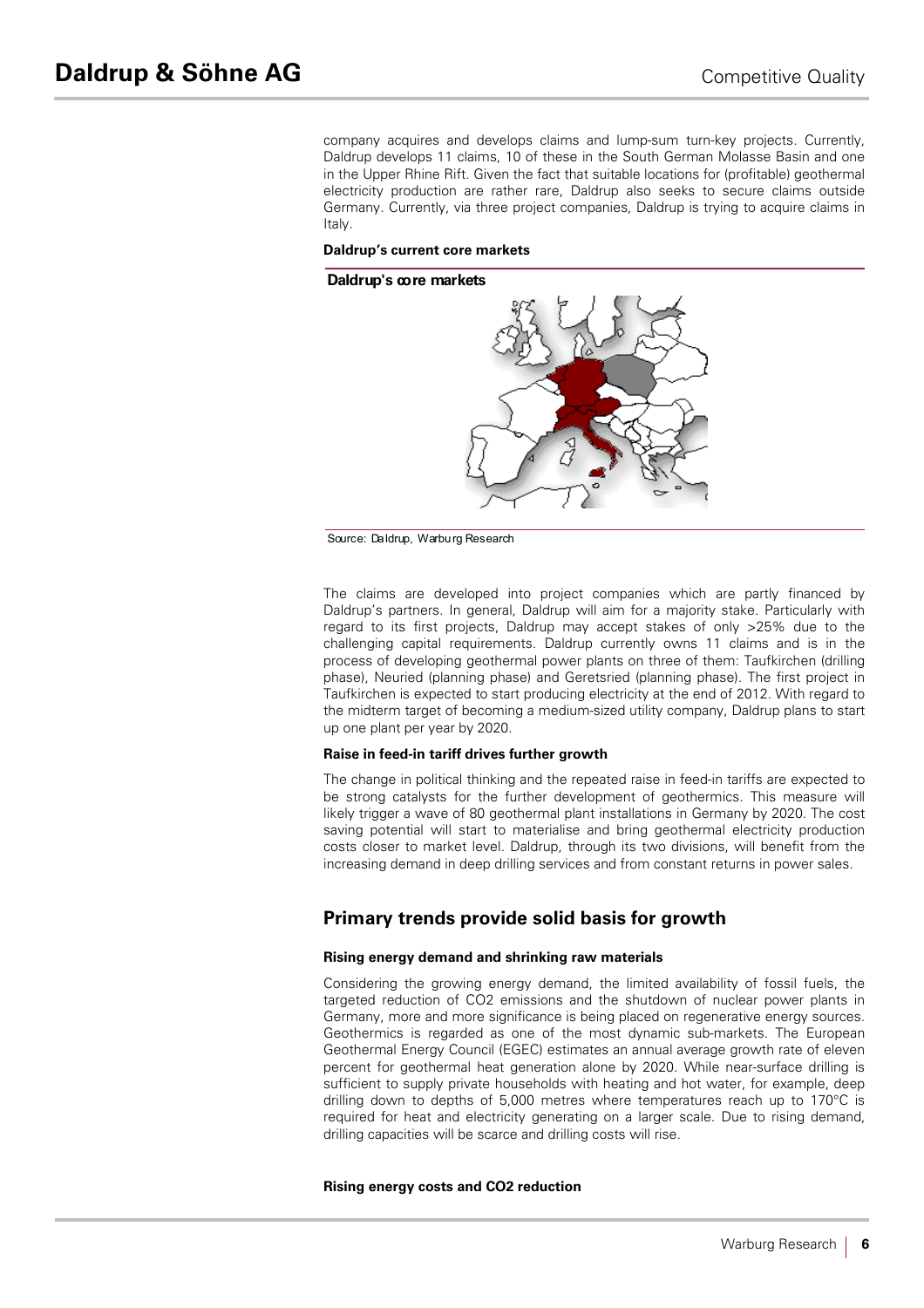company acquires and develops claims and lump-sum turn-key projects. Currently, Daldrup develops 11 claims, 10 of these in the South German Molasse Basin and one in the Upper Rhine Rift. Given the fact that suitable locations for (profitable) geothermal electricity production are rather rare, Daldrup also seeks to secure claims outside Germany. Currently, via three project companies, Daldrup is trying to acquire claims in Italy.

**Daldrup's current core markets**

**Daldrup's core markets**

Source: Daldrup, Warburg Research

The claims are developed into project companies which are partly financed by Daldrup's partners. In general, Daldrup will aim for a majority stake. Particularly with regard to its first projects, Daldrup may accept stakes of only >25% due to the challenging capital requirements. Daldrup currently owns 11 claims and is in the process of developing geothermal power plants on three of them: Taufkirchen (drilling phase), Neuried (planning phase) and Geretsried (planning phase). The first project in Taufkirchen is expected to start producing electricity at the end of 2012. With regard to the midterm target of becoming a medium-sized utility company, Daldrup plans to start up one plant per year by 2020.

**Raise in feed-in tariff drives further growth**

The change in political thinking and the repeated raise in feed-in tariffs are expected to be strong catalysts for the further development of geothermics. This measure will likely trigger a wave of 80 geothermal plant installations in Germany by 2020. The cost saving potential will start to materialise and bring geothermal electricity production costs closer to market level. Daldrup, through its two divisions, will benefit from the increasing demand in deep drilling services and from constant returns in power sales.

## Primary trends provide solid basis for growth

**Rising energy demand and shrinking raw materials**

Considering the growing energy demand, the limited availability of fossil fuels, the targeted reduction of $CO_2$ emissions and the shutdown of nuclear power plants in Germany, more and more significance is being placed on regenerative energy sources. Geothermics is regarded as one of the most dynamic sub-markets. The European Geothermal Energy Council (EGEC) estimates an annual average growth rate of eleven percent for geothermal heat generation alone by 2020. While near-surface drilling is sufficient to supply private households with heating and hot water, for example, deep drilling down to depths of 5,000 metres where temperatures reach up to 170°C is required for heat and electricity generating on a larger scale. Due to rising demand, drilling capacities will be scarce and drilling costs will rise.

**Rising energy costs and $CO_2$ reduction**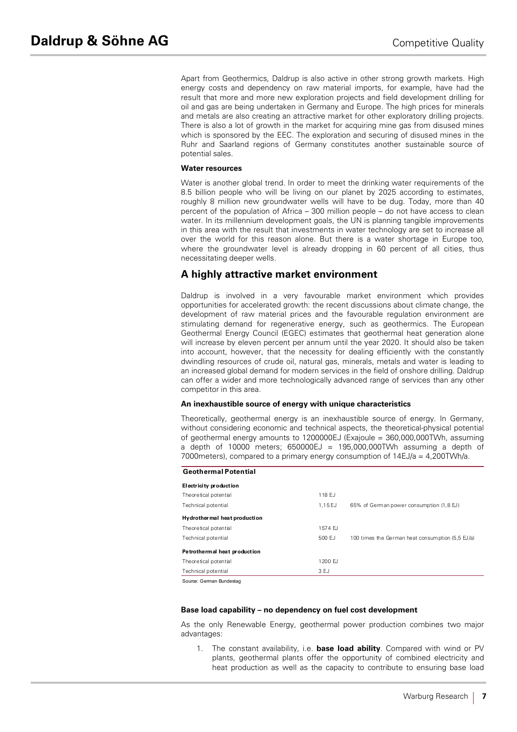Apart from Geothermics, Daldrup is also active in other strong growth markets. High energy costs and dependency on raw material imports, for example, have had the result that more and more new exploration projects and field development drilling for oil and gas are being undertaken in Germany and Europe. The high prices for minerals and metals are also creating an attractive market for other exploratory drilling projects. There is also a lot of growth in the market for acquiring mine gas from disused mines which is sponsored by the EEC. The exploration and securing of disused mines in the Ruhr and Saarland regions of Germany constitutes another sustainable source of potential sales.

**Water resources**

Water is another global trend. In order to meet the drinking water requirements of the 8.5 billion people who will be living on our planet by 2025 according to estimates, roughly 8 million new groundwater wells will have to be dug. Today, more than 40 percent of the population of Africa – 300 million people – do not have access to clean water. In its millennium development goals, the UN is planning tangible improvements in this area with the result that investments in water technology are set to increase all over the world for this reason alone. But there is a water shortage in Europe too, where the groundwater level is already dropping in 60 percent of all cities, thus necessitating deeper wells.

## A highly attractive market environment

Daldrup is involved in a very favourable market environment which provides opportunities for accelerated growth: the recent discussions about climate change, the development of raw material prices and the favourable regulation environment are stimulating demand for regenerative energy, such as geothermics. The European Geothermal Energy Council (EGEC) estimates that geothermal heat generation alone will increase by eleven percent per annum until the year 2020. It should also be taken into account, however, that the necessity for dealing efficiently with the constantly dwindling resources of crude oil, natural gas, minerals, metals and water is leading to an increased global demand for modern services in the field of onshore drilling. Daldrup can offer a wider and more technologically advanced range of services than any other competitor in this area.

**An inexhaustible source of energy with unique characteristics**

Theoretically, geothermal energy is an inexhaustible source of energy. In Germany, without considering economic and technical aspects, the theoretical-physical potential of geothermal energy amounts to 1200000EJ (Exajoule = 360,000,000TWh, assuming a depth of 10000 meters; 650000EJ = 195,000,000TWh assuming a depth of 7000meters), compared to a primary energy consumption of 14EJ/a = 4,200TWh/a.

| Geothermal Potential | | |
|---|---|---|
| **Electricity production** | | |
| Theoretical potential | 118 EJ | |
| Technical potential | 1,15 EJ | 65% of German power consumption (1,8 EJ) |
| **Hydrothermal heat production** | | |
| Theoretical potential | 1574 EJ | |
| Technical potential | 500 EJ | 100 times the German heat consumption (5,5 EJ/a) |
| **Petrothermal heat production** | | |
| Theoretical potential | 1200 EJ | |
| Technical potential | 3 EJ | |

Source: German Bundestag

**Base load capability – no dependency on fuel cost development**

As the only Renewable Energy, geothermal power production combines two major advantages:

1. The constant availability, i.e. **base load ability**. Compared with wind or PV plants, geothermal plants offer the opportunity of combined electricity and heat production as well as the capacity to contribute to ensuring base load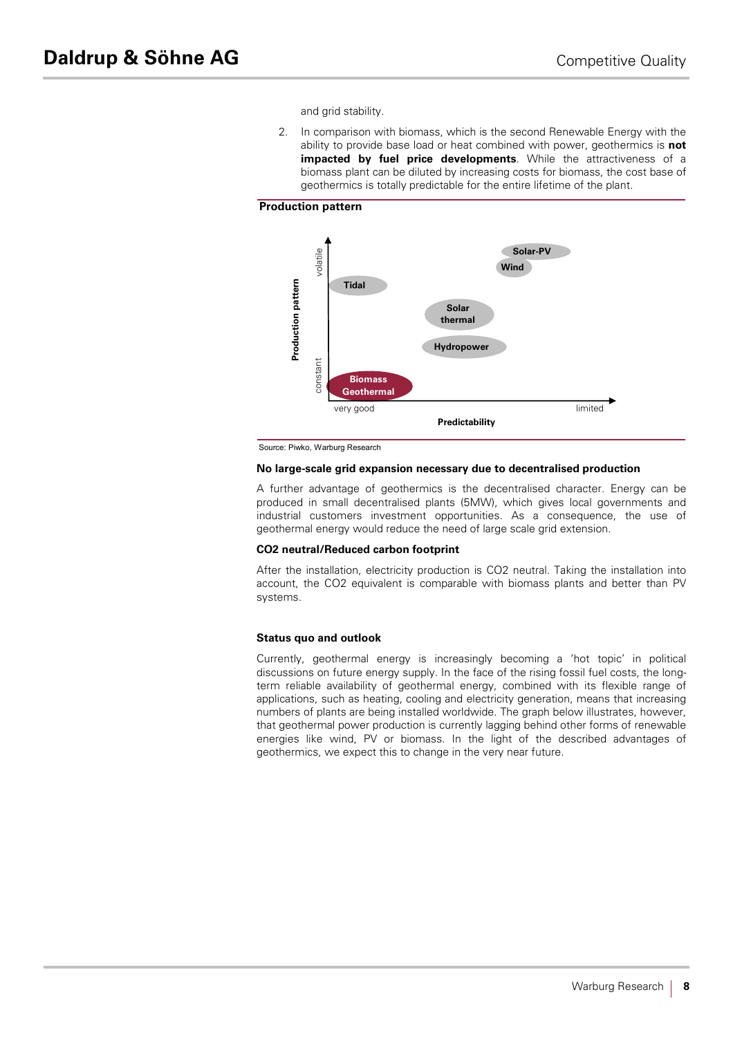and grid stability.

2. In comparison with biomass, which is the second Renewable Energy with the ability to provide base load or heat combined with power, geothermics is **not impacted by fuel price developments**. While the attractiveness of a biomass plant can be diluted by increasing costs for biomass, the cost base of geothermics is totally predictable for the entire lifetime of the plant.

**Production pattern**

Source: Piwko, Warburg Research

**No large-scale grid expansion necessary due to decentralised production**

A further advantage of geothermics is the decentralised character. Energy can be produced in small decentralised plants (5MW), which gives local governments and industrial customers investment opportunities. As a consequence, the use of geothermal energy would reduce the need of large scale grid extension.

**CO2 neutral/Reduced carbon footprint**

After the installation, electricity production is $CO_2$ neutral. Taking the installation into account, the $CO_2$ equivalent is comparable with biomass plants and better than PV systems.

**Status quo and outlook**

Currently, geothermal energy is increasingly becoming a 'hot topic' in political discussions on future energy supply. In the face of the rising fossil fuel costs, the long-term reliable availability of geothermal energy, combined with its flexible range of applications, such as heating, cooling and electricity generation, means that increasing numbers of plants are being installed worldwide. The graph below illustrates, however, that geothermal power production is currently lagging behind other forms of renewable energies like wind, PV or biomass. In the light of the described advantages of geothermics, we expect this to change in the very near future.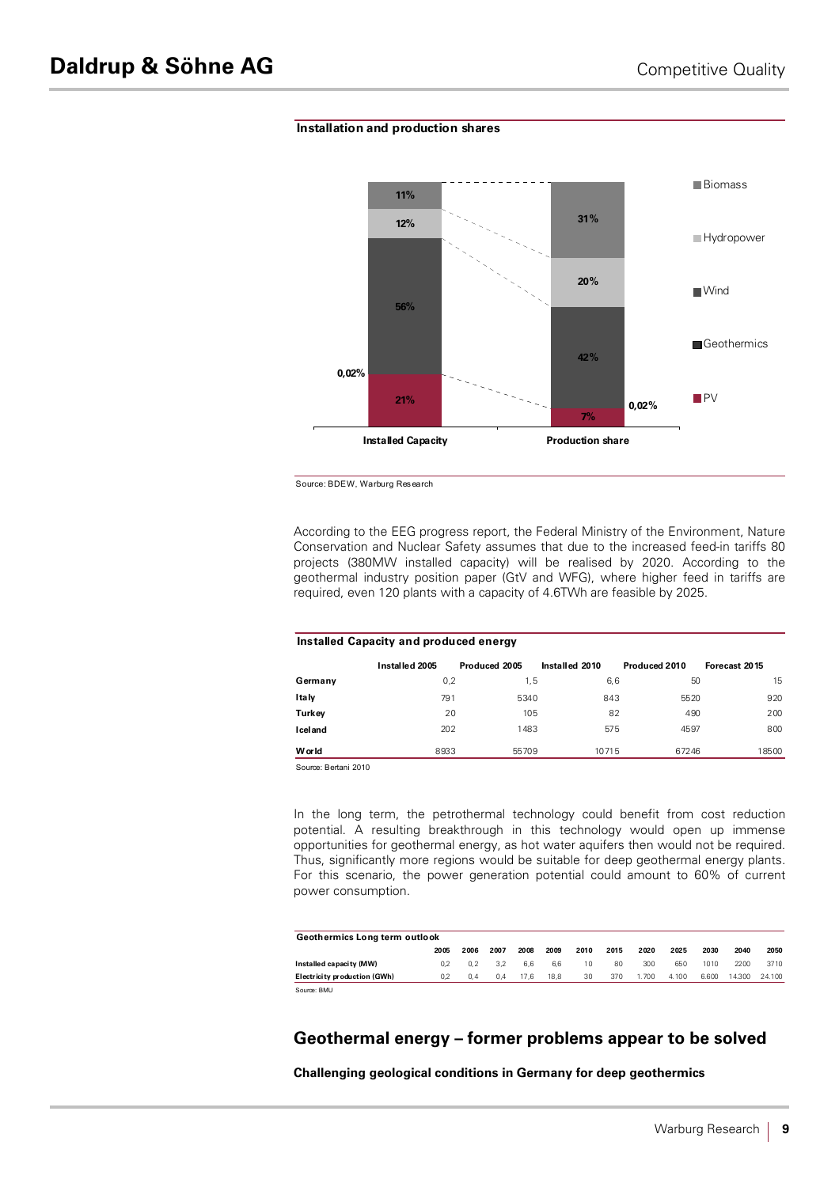**Installation and production shares**

Source: BDEW, Warburg Research

According to the EEG progress report, the Federal Ministry of the Environment, Nature Conservation and Nuclear Safety assumes that due to the increased feed-in tariffs 80 projects (380MW installed capacity) will be realised by 2020. According to the geothermal industry position paper (GtV and WFG), where higher feed in tariffs are required, even 120 plants with a capacity of 4.6TWh are feasible by 2025.

**Installed Capacity and produced energy**

| | Installed 2005 | Produced 2005 | Installed 2010 | Produced 2010 | Forecast 2015 |
|---|---|---|---|---|---|
| Germany | 0,2 | 1,5 | 6,6 | 50 | 15 |
| Italy | 791 | 5340 | 843 | 5520 | 920 |
| Turkey | 20 | 105 | 82 | 490 | 200 |
| Iceland | 202 | 1483 | 575 | 4597 | 800 |
| World | 8933 | 55709 | 10715 | 67246 | 18500 |

Source: Bertani 2010

In the long term, the petrothermal technology could benefit from cost reduction potential. A resulting breakthrough in this technology would open up immense opportunities for geothermal energy, as hot water aquifers then would not be required. Thus, significantly more regions would be suitable for deep geothermal energy plants. For this scenario, the power generation potential could amount to 60% of current power consumption.

**Geothermics Long term outlook**

| | 2005 | 2006 | 2007 | 2008 | 2009 | 2010 | 2015 | 2020 | 2025 | 2030 | 2040 | 2050 |
|---|---|---|---|---|---|---|---|---|---|---|---|---|
| Installed capacity (MW) | 0,2 | 0,2 | 3,2 | 6,6 | 6,6 | 10 | 80 | 300 | 650 | 1010 | 2200 | 3710 |
| Electricity production (GWh) | 0,2 | 0,4 | 0,4 | 17,6 | 18,8 | 30 | 370 | 1.700 | 4.100 | 6.600 | 14.300 | 24.100 |

Source: BMU

## Geothermal energy – former problems appear to be solved

**Challenging geological conditions in Germany for deep geothermics**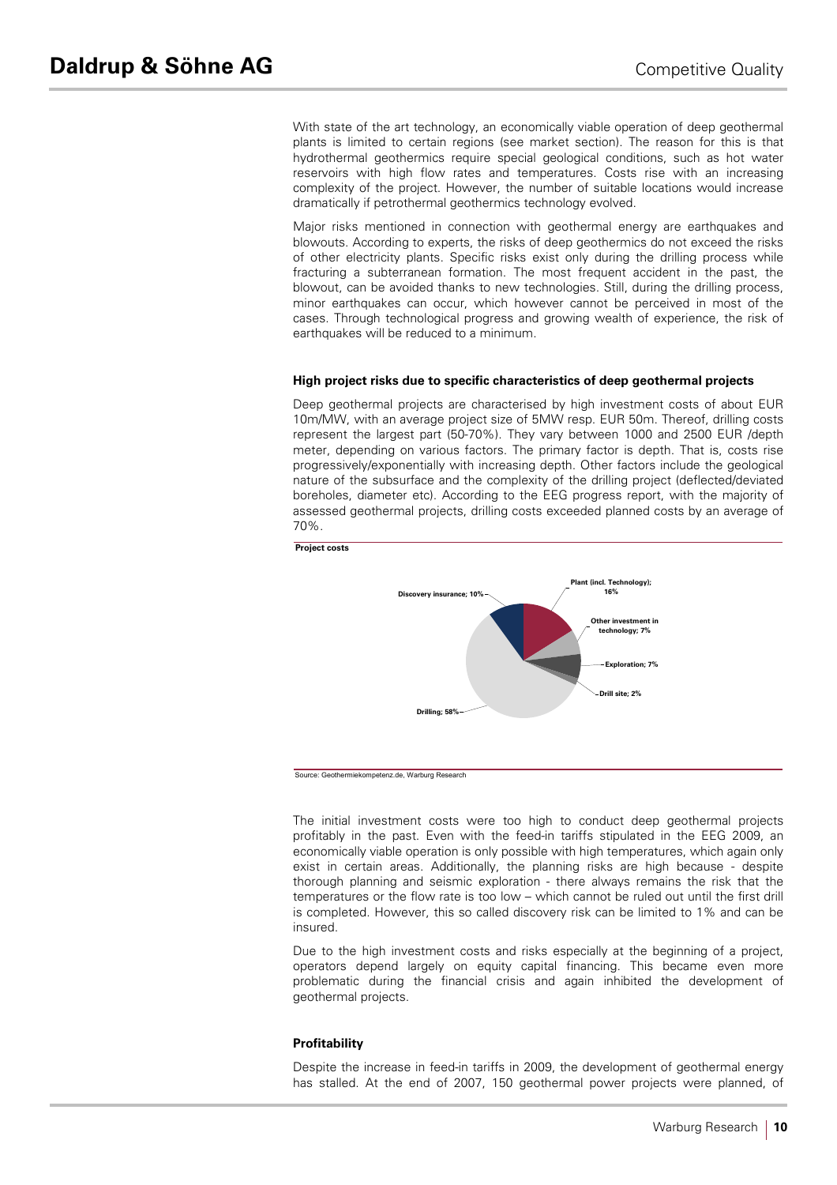With state of the art technology, an economically viable operation of deep geothermal plants is limited to certain regions (see market section). The reason for this is that hydrothermal geothermics require special geological conditions, such as hot water reservoirs with high flow rates and temperatures. Costs rise with an increasing complexity of the project. However, the number of suitable locations would increase dramatically if petrothermal geothermics technology evolved.

Major risks mentioned in connection with geothermal energy are earthquakes and blowouts. According to experts, the risks of deep geothermics do not exceed the risks of other electricity plants. Specific risks exist only during the drilling process while fracturing a subterranean formation. The most frequent accident in the past, the blowout, can be avoided thanks to new technologies. Still, during the drilling process, minor earthquakes can occur, which however cannot be perceived in most of the cases. Through technological progress and growing wealth of experience, the risk of earthquakes will be reduced to a minimum.

### High project risks due to specific characteristics of deep geothermal projects

Deep geothermal projects are characterised by high investment costs of about EUR 10m/MW, with an average project size of 5MW resp. EUR 50m. Thereof, drilling costs represent the largest part (50-70%). They vary between 1000 and 2500 EUR /depth meter, depending on various factors. The primary factor is depth. That is, costs rise progressively/exponentially with increasing depth. Other factors include the geological nature of the subsurface and the complexity of the drilling project (deflected/deviated boreholes, diameter etc). According to the EEG progress report, with the majority of assessed geothermal projects, drilling costs exceeded planned costs by an average of 70%.

**Project costs**

| Item | Share |
|---|---|
| Plant (incl. Technology) | 16% |
| Other investment in technology | 7% |
| Exploration | 7% |
| Drill site | 2% |
| Drilling | 58% |
| Discovery insurance | 10% |

Source: Geothermiekompetenz.de, Warburg Research

The initial investment costs were too high to conduct deep geothermal projects profitably in the past. Even with the feed-in tariffs stipulated in the EEG 2009, an economically viable operation is only possible with high temperatures, which again only exist in certain areas. Additionally, the planning risks are high because - despite thorough planning and seismic exploration - there always remains the risk that the temperatures or the flow rate is too low – which cannot be ruled out until the first drill is completed. However, this so called discovery risk can be limited to 1% and can be insured.

Due to the high investment costs and risks especially at the beginning of a project, operators depend largely on equity capital financing. This became even more problematic during the financial crisis and again inhibited the development of geothermal projects.

### Profitability

Despite the increase in feed-in tariffs in 2009, the development of geothermal energy has stalled. At the end of 2007, 150 geothermal power projects were planned, of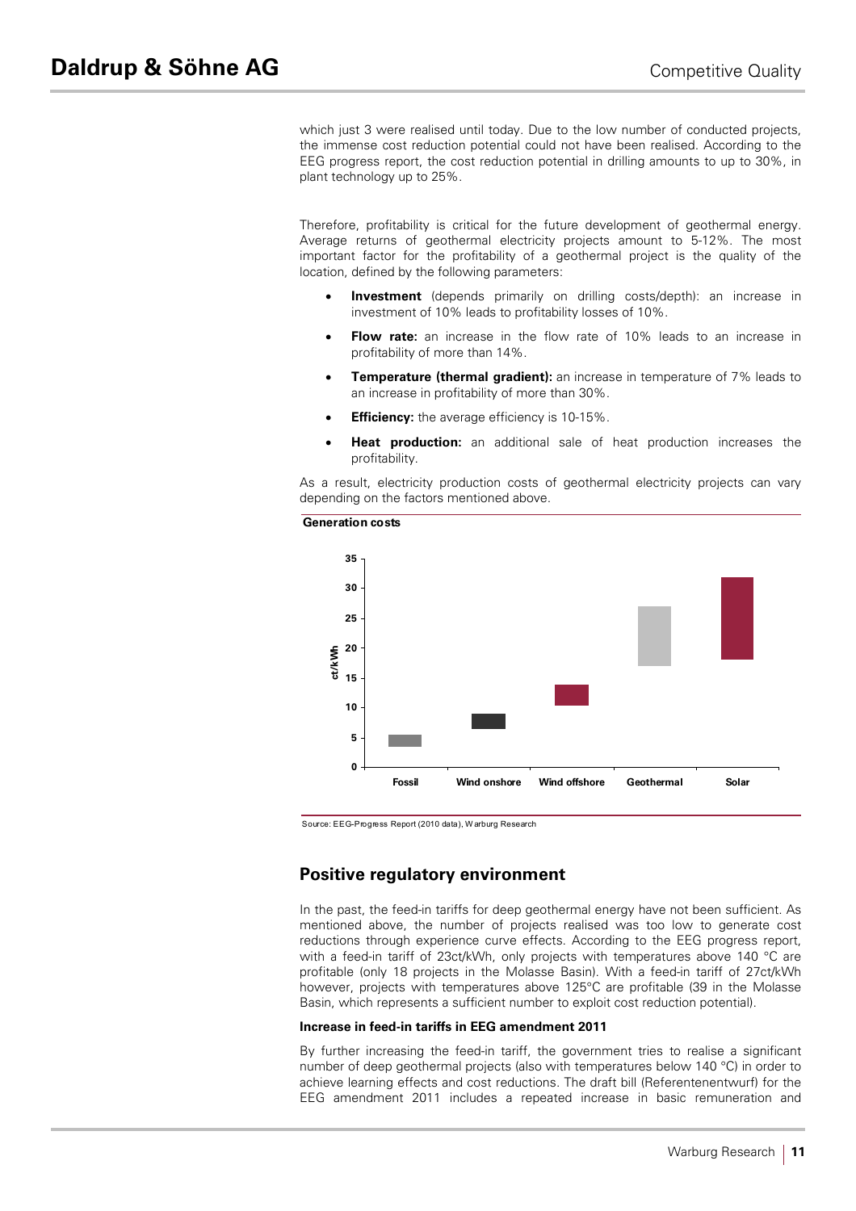which just 3 were realised until today. Due to the low number of conducted projects, the immense cost reduction potential could not have been realised. According to the EEG progress report, the cost reduction potential in drilling amounts to up to 30%, in plant technology up to 25%.

Therefore, profitability is critical for the future development of geothermal energy. Average returns of geothermal electricity projects amount to 5-12%. The most important factor for the profitability of a geothermal project is the quality of the location, defined by the following parameters:

- **Investment** (depends primarily on drilling costs/depth): an increase in investment of 10% leads to profitability losses of 10%.
- **Flow rate:** an increase in the flow rate of 10% leads to an increase in profitability of more than 14%.
- **Temperature (thermal gradient):** an increase in temperature of 7% leads to an increase in profitability of more than 30%.
- **Efficiency:** the average efficiency is 10-15%.
- **Heat production:** an additional sale of heat production increases the profitability.

As a result, electricity production costs of geothermal electricity projects can vary depending on the factors mentioned above.

**Generation costs**

| | Fossil | Wind onshore | Wind offshore | Geothermal | Solar |
|---|---|---|---|---|---|
| ct/kWh (approx. range) | 3.5–5.5 | 6.5–9 | 10.5–14 | 17–27 | 18–32 |

Source: EEG-Progress Report (2010 data), Warburg Research

## Positive regulatory environment

In the past, the feed-in tariffs for deep geothermal energy have not been sufficient. As mentioned above, the number of projects realised was too low to generate cost reductions through experience curve effects. According to the EEG progress report, with a feed-in tariff of 23ct/kWh, only projects with temperatures above 140 °C are profitable (only 18 projects in the Molasse Basin). With a feed-in tariff of 27ct/kWh however, projects with temperatures above 125°C are profitable (39 in the Molasse Basin, which represents a sufficient number to exploit cost reduction potential).

**Increase in feed-in tariffs in EEG amendment 2011**

By further increasing the feed-in tariff, the government tries to realise a significant number of deep geothermal projects (also with temperatures below 140 °C) in order to achieve learning effects and cost reductions. The draft bill (Referentenentwurf) for the EEG amendment 2011 includes a repeated increase in basic remuneration and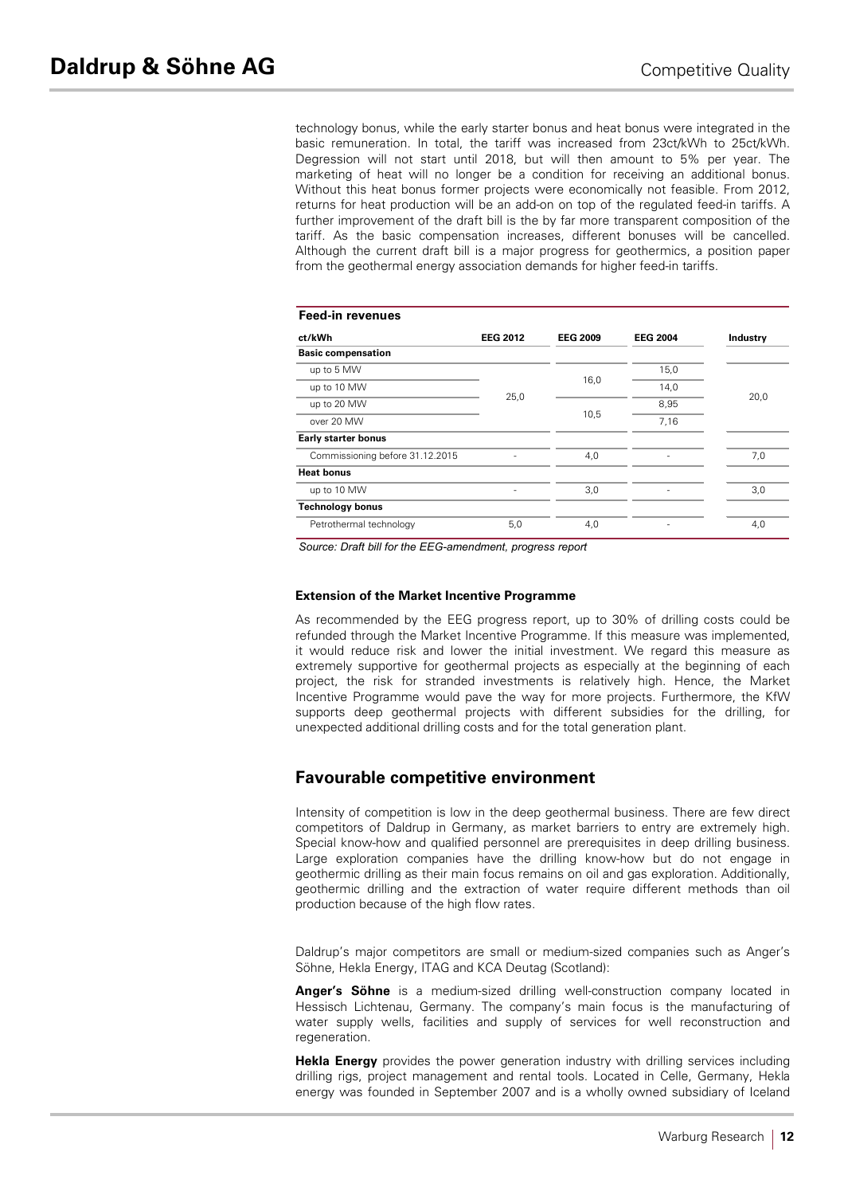technology bonus, while the early starter bonus and heat bonus were integrated in the basic remuneration. In total, the tariff was increased from 23ct/kWh to 25ct/kWh. Degression will not start until 2018, but will then amount to 5% per year. The marketing of heat will no longer be a condition for receiving an additional bonus. Without this heat bonus former projects were economically not feasible. From 2012, returns for heat production will be an add-on on top of the regulated feed-in tariffs. A further improvement of the draft bill is the by far more transparent composition of the tariff. As the basic compensation increases, different bonuses will be cancelled. Although the current draft bill is a major progress for geothermics, a position paper from the geothermal energy association demands for higher feed-in tariffs.

**Feed-in revenues**

| ct/kWh | EEG 2012 | EEG 2009 | EEG 2004 | Industry |
|---|---|---|---|---|
| **Basic compensation** | | | | |
| up to 5 MW | 25,0 | 16,0 | 15,0 | 20,0 |
| up to 10 MW | | | 14,0 | |
| up to 20 MW | | 10,5 | 8,95 | |
| over 20 MW | | | 7,16 | |
| **Early starter bonus** | | | | |
| Commissioning before 31.12.2015 | - | 4,0 | - | 7,0 |
| **Heat bonus** | | | | |
| up to 10 MW | - | 3,0 | - | 3,0 |
| **Technology bonus** | | | | |
| Petrothermal technology | 5,0 | 4,0 | - | 4,0 |

*Source: Draft bill for the EEG-amendment, progress report*

### Extension of the Market Incentive Programme

As recommended by the EEG progress report, up to 30% of drilling costs could be refunded through the Market Incentive Programme. If this measure was implemented, it would reduce risk and lower the initial investment. We regard this measure as extremely supportive for geothermal projects as especially at the beginning of each project, the risk for stranded investments is relatively high. Hence, the Market Incentive Programme would pave the way for more projects. Furthermore, the KfW supports deep geothermal projects with different subsidies for the drilling, for unexpected additional drilling costs and for the total generation plant.

## Favourable competitive environment

Intensity of competition is low in the deep geothermal business. There are few direct competitors of Daldrup in Germany, as market barriers to entry are extremely high. Special know-how and qualified personnel are prerequisites in deep drilling business. Large exploration companies have the drilling know-how but do not engage in geothermic drilling as their main focus remains on oil and gas exploration. Additionally, geothermic drilling and the extraction of water require different methods than oil production because of the high flow rates.

Daldrup's major competitors are small or medium-sized companies such as Anger's Söhne, Hekla Energy, ITAG and KCA Deutag (Scotland):

**Anger's Söhne** is a medium-sized drilling well-construction company located in Hessisch Lichtenau, Germany. The company's main focus is the manufacturing of water supply wells, facilities and supply of services for well reconstruction and regeneration.

**Hekla Energy** provides the power generation industry with drilling services including drilling rigs, project management and rental tools. Located in Celle, Germany, Hekla energy was founded in September 2007 and is a wholly owned subsidiary of Iceland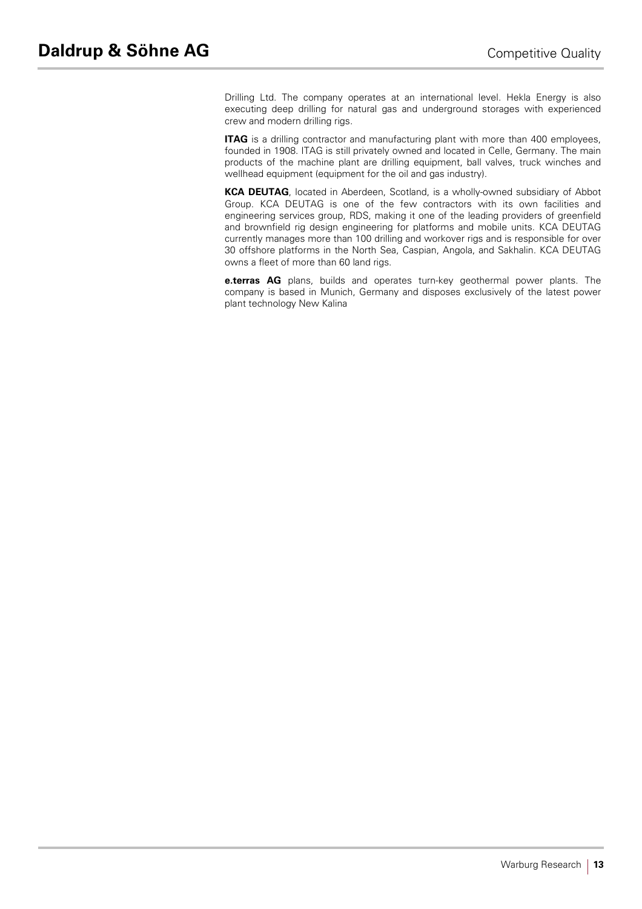Drilling Ltd. The company operates at an international level. Hekla Energy is also executing deep drilling for natural gas and underground storages with experienced crew and modern drilling rigs.

**ITAG** is a drilling contractor and manufacturing plant with more than 400 employees, founded in 1908. ITAG is still privately owned and located in Celle, Germany. The main products of the machine plant are drilling equipment, ball valves, truck winches and wellhead equipment (equipment for the oil and gas industry).

**KCA DEUTAG**, located in Aberdeen, Scotland, is a wholly-owned subsidiary of Abbot Group. KCA DEUTAG is one of the few contractors with its own facilities and engineering services group, RDS, making it one of the leading providers of greenfield and brownfield rig design engineering for platforms and mobile units. KCA DEUTAG currently manages more than 100 drilling and workover rigs and is responsible for over 30 offshore platforms in the North Sea, Caspian, Angola, and Sakhalin. KCA DEUTAG owns a fleet of more than 60 land rigs.

**e.terras AG** plans, builds and operates turn-key geothermal power plants. The company is based in Munich, Germany and disposes exclusively of the latest power plant technology New Kalina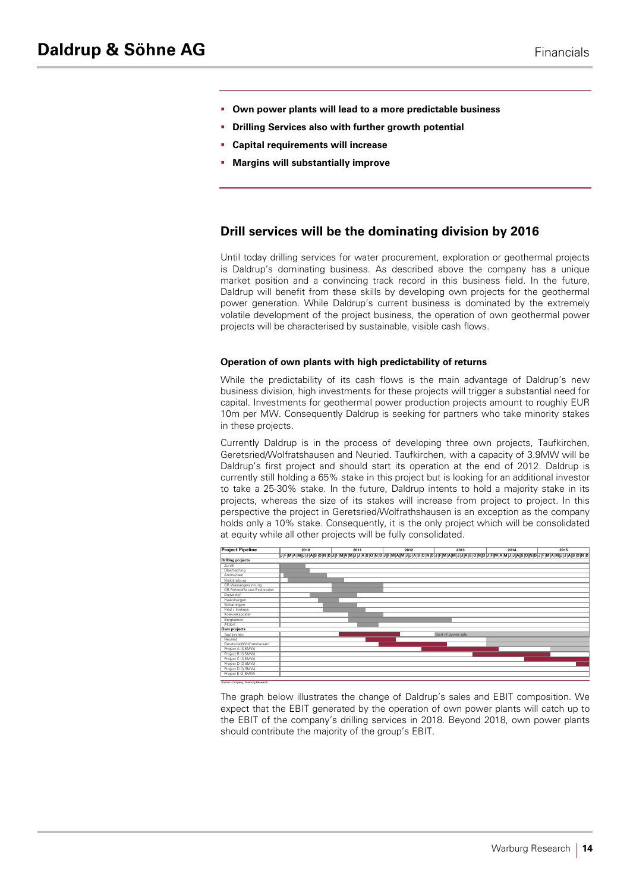- **Own power plants will lead to a more predictable business**
- **Drilling Services also with further growth potential**
- **Capital requirements will increase**
- **Margins will substantially improve**

## Drill services will be the dominating division by 2016

Until today drilling services for water procurement, exploration or geothermal projects is Daldrup's dominating business. As described above the company has a unique market position and a convincing track record in this business field. In the future, Daldrup will benefit from these skills by developing own projects for the geothermal power generation. While Daldrup's current business is dominated by the extremely volatile development of the project business, the operation of own geothermal power projects will be characterised by sustainable, visible cash flows.

### Operation of own plants with high predictability of returns

While the predictability of its cash flows is the main advantage of Daldrup's new business division, high investments for these projects will trigger a substantial need for capital. Investments for geothermal power production projects amount to roughly EUR 10m per MW. Consequently Daldrup is seeking for partners who take minority stakes in these projects.

Currently Daldrup is in the process of developing three own projects, Taufkirchen, Geretsried/Wolfratshausen and Neuried. Taufkirchen, with a capacity of 3.9MW will be Daldrup's first project and should start its operation at the end of 2012. Daldrup is currently still holding a 65% stake in this project but is looking for an additional investor to take a 25-30% stake. In the future, Daldrup intends to hold a majority stake in its projects, whereas the size of its stakes will increase from project to project. In this perspective the project in Geretsried/Wolfrathshausen is an exception as the company holds only a 10% stake. Consequently, it is the only project which will be consolidated at equity while all other projects will be fully consolidated.

| Project Pipeline | 2010 | 2011 | 2012 | 2013 | 2014 | 2015 |
|---|---|---|---|---|---|---|
| **Drilling projects** | | | | | | |
| Zürich | | | | | | |
| Oberhaching | | | | | | |
| Ammerlaan | | | | | | |
| Waldkraiburg | | | | | | |
| GB Wassergewinnung | | | | | | |
| GB Rohstoffe und Exploration | | | | | | |
| Duijvestijn | | | | | | |
| Haaksbergen | | | | | | |
| Schlattingen | | | | | | |
| Ried i. Innkreis | | | | | | |
| Koekoekspolder | | | | | | |
| Bergkamen | | | | | | |
| Altdorf | | | | | | |
| **Own projects** | | | | | | |
| Taufkirchen | | | | Start of power sale | | |
| Neuried | | | | | | |
| Geretsried/Wolfratshausen | | | | | | |
| Project A (3,5MW) | | | | | | |
| Project B (3,5MW) | | | | | | |
| Project C (3,5MW) | | | | | | |
| Project D (3,5MW) | | | | | | |
| Project E (3,5MW) | | | | | | |

Source: Company, Warburg Research

The graph below illustrates the change of Daldrup's sales and EBIT composition. We expect that the EBIT generated by the operation of own power plants will catch up to the EBIT of the company's drilling services in 2018. Beyond 2018, own power plants should contribute the majority of the group's EBIT.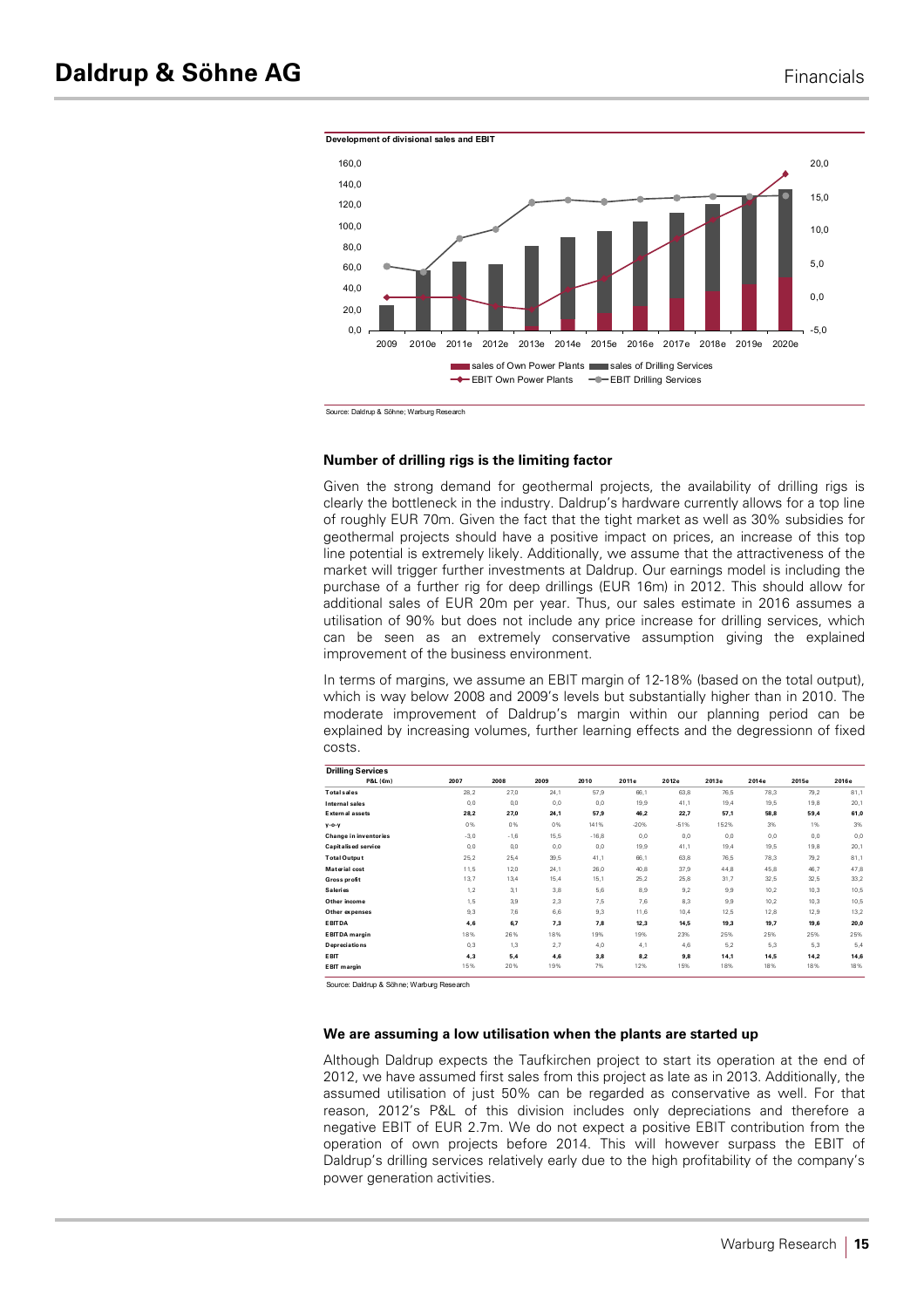**Development of divisional sales and EBIT**

Source: Daldrup & Söhne; Warburg Research

### Number of drilling rigs is the limiting factor

Given the strong demand for geothermal projects, the availability of drilling rigs is clearly the bottleneck in the industry. Daldrup's hardware currently allows for a top line of roughly EUR 70m. Given the fact that the tight market as well as 30% subsidies for geothermal projects should have a positive impact on prices, an increase of this top line potential is extremely likely. Additionally, we assume that the attractiveness of the market will trigger further investments at Daldrup. Our earnings model is including the purchase of a further rig for deep drillings (EUR 16m) in 2012. This should allow for additional sales of EUR 20m per year. Thus, our sales estimate in 2016 assumes a utilisation of 90% but does not include any price increase for drilling services, which can be seen as an extremely conservative assumption giving the explained improvement of the business environment.

In terms of margins, we assume an EBIT margin of 12-18% (based on the total output), which is way below 2008 and 2009's levels but substantially higher than in 2010. The moderate improvement of Daldrup's margin within our planning period can be explained by increasing volumes, further learning effects and the degressionn of fixed costs.

| Drilling Services P&L (€m) | 2007 | 2008 | 2009 | 2010 | 2011e | 2012e | 2013e | 2014e | 2015e | 2016e |
|---|---|---|---|---|---|---|---|---|---|---|
| **Total sales** | 28,2 | 27,0 | 24,1 | 57,9 | 66,1 | 63,8 | 76,5 | 78,3 | 79,2 | 81,1 |
| **Internal sales** | 0,0 | 0,0 | 0,0 | 0,0 | 19,9 | 41,1 | 19,4 | 19,5 | 19,8 | 20,1 |
| **External assets** | **28,2** | **27,0** | **24,1** | **57,9** | **46,2** | **22,7** | **57,1** | **58,8** | **59,4** | **61,0** |
| **y-o-y** | 0% | 0% | 0% | 141% | -20% | -51% | 152% | 3% | 1% | 3% |
| **Change in inventories** | -3,0 | -1,6 | 15,5 | -16,8 | 0,0 | 0,0 | 0,0 | 0,0 | 0,0 | 0,0 |
| **Capitalised service** | 0,0 | 0,0 | 0,0 | 0,0 | 19,9 | 41,1 | 19,4 | 19,5 | 19,8 | 20,1 |
| **Total Output** | 25,2 | 25,4 | 39,5 | 41,1 | 66,1 | 63,8 | 76,5 | 78,3 | 79,2 | 81,1 |
| **Material cost** | 11,5 | 12,0 | 24,1 | 26,0 | 40,8 | 37,9 | 44,8 | 45,8 | 46,7 | 47,8 |
| **Gross profit** | 13,7 | 13,4 | 15,4 | 15,1 | 25,2 | 25,8 | 31,7 | 32,5 | 32,5 | 33,2 |
| **Salaries** | 1,2 | 3,1 | 3,8 | 5,6 | 8,9 | 9,2 | 9,9 | 10,2 | 10,3 | 10,5 |
| **Other income** | 1,5 | 3,9 | 2,3 | 7,5 | 7,6 | 8,3 | 9,9 | 10,2 | 10,3 | 10,5 |
| **Other expenses** | 9,3 | 7,6 | 6,6 | 9,3 | 11,6 | 10,4 | 12,5 | 12,8 | 12,9 | 13,2 |
| **EBITDA** | **4,6** | **6,7** | **7,3** | **7,8** | **12,3** | **14,5** | **19,3** | **19,7** | **19,6** | **20,0** |
| **EBITDA margin** | 18% | 26% | 18% | 19% | 19% | 23% | 25% | 25% | 25% | 25% |
| **Depreciations** | 0,3 | 1,3 | 2,7 | 4,0 | 4,1 | 4,6 | 5,2 | 5,3 | 5,3 | 5,4 |
| **EBIT** | **4,3** | **5,4** | **4,6** | **3,8** | **8,2** | **9,8** | **14,1** | **14,5** | **14,2** | **14,6** |
| **EBIT margin** | 15% | 20% | 19% | 7% | 12% | 15% | 18% | 18% | 18% | 18% |

Source: Daldrup & Söhne; Warburg Research

### We are assuming a low utilisation when the plants are started up

Although Daldrup expects the Taufkirchen project to start its operation at the end of 2012, we have assumed first sales from this project as late as in 2013. Additionally, the assumed utilisation of just 50% can be regarded as conservative as well. For that reason, 2012's P&L of this division includes only depreciations and therefore a negative EBIT of EUR 2.7m. We do not expect a positive EBIT contribution from the operation of own projects before 2014. This will however surpass the EBIT of Daldrup's drilling services relatively early due to the high profitability of the company's power generation activities.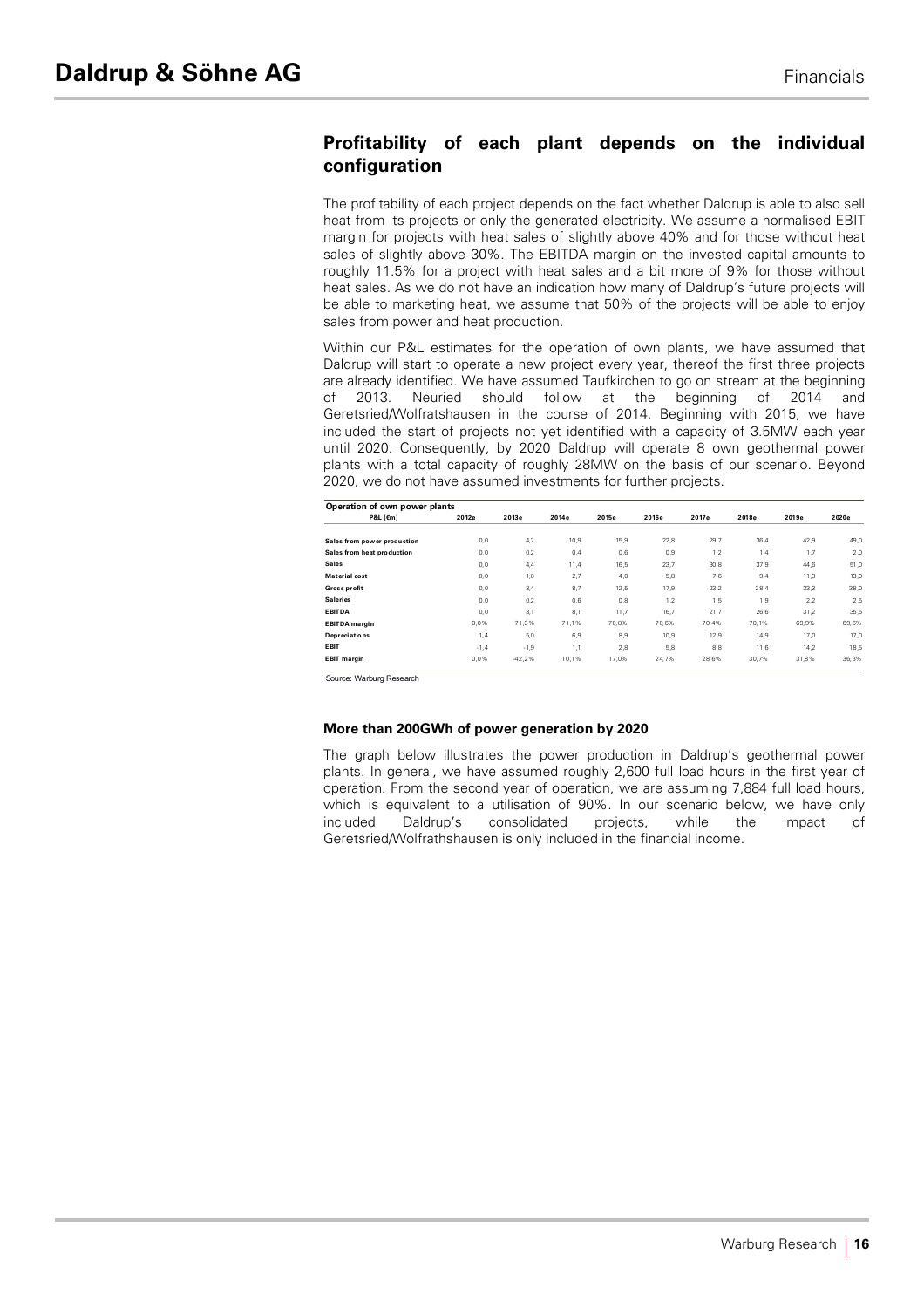## Profitability of each plant depends on the individual configuration

The profitability of each project depends on the fact whether Daldrup is able to also sell heat from its projects or only the generated electricity. We assume a normalised EBIT margin for projects with heat sales of slightly above 40% and for those without heat sales of slightly above 30%. The EBITDA margin on the invested capital amounts to roughly 11.5% for a project with heat sales and a bit more of 9% for those without heat sales. As we do not have an indication how many of Daldrup's future projects will be able to marketing heat, we assume that 50% of the projects will be able to enjoy sales from power and heat production.

Within our P&L estimates for the operation of own plants, we have assumed that Daldrup will start to operate a new project every year, thereof the first three projects are already identified. We have assumed Taufkirchen to go on stream at the beginning of 2013. Neuried should follow at the beginning of 2014 and Geretsried/Wolfratshausen in the course of 2014. Beginning with 2015, we have included the start of projects not yet identified with a capacity of 3.5MW each year until 2020. Consequently, by 2020 Daldrup will operate 8 own geothermal power plants with a total capacity of roughly 28MW on the basis of our scenario. Beyond 2020, we do not have assumed investments for further projects.

**Operation of own power plants**

| P&L (€m) | 2012e | 2013e | 2014e | 2015e | 2016e | 2017e | 2018e | 2019e | 2020e |
|---|---|---|---|---|---|---|---|---|---|
| Sales from power production | 0,0 | 4,2 | 10,9 | 15,9 | 22,8 | 29,7 | 36,4 | 42,9 | 49,0 |
| Sales from heat production | 0,0 | 0,2 | 0,4 | 0,6 | 0,9 | 1,2 | 1,4 | 1,7 | 2,0 |
| Sales | 0,0 | 4,4 | 11,4 | 16,5 | 23,7 | 30,8 | 37,9 | 44,6 | 51,0 |
| Material cost | 0,0 | 1,0 | 2,7 | 4,0 | 5,8 | 7,6 | 9,4 | 11,3 | 13,0 |
| Gross profit | 0,0 | 3,4 | 8,7 | 12,5 | 17,9 | 23,2 | 28,4 | 33,3 | 38,0 |
| Saleries | 0,0 | 0,2 | 0,6 | 0,8 | 1,2 | 1,5 | 1,9 | 2,2 | 2,5 |
| EBITDA | 0,0 | 3,1 | 8,1 | 11,7 | 16,7 | 21,7 | 26,6 | 31,2 | 35,5 |
| EBITDA margin | 0,0% | 71,3% | 71,1% | 70,8% | 70,6% | 70,4% | 70,1% | 69,9% | 69,6% |
| Depreciations | 1,4 | 5,0 | 6,9 | 8,9 | 10,9 | 12,9 | 14,9 | 17,0 | 17,0 |
| EBIT | -1,4 | -1,9 | 1,1 | 2,8 | 5,8 | 8,8 | 11,6 | 14,2 | 18,5 |
| EBIT margin | 0,0% | -42,2% | 10,1% | 17,0% | 24,7% | 28,6% | 30,7% | 31,8% | 36,3% |

Source: Warburg Research

### More than 200GWh of power generation by 2020

The graph below illustrates the power production in Daldrup's geothermal power plants. In general, we have assumed roughly 2,600 full load hours in the first year of operation. From the second year of operation, we are assuming 7,884 full load hours, which is equivalent to a utilisation of 90%. In our scenario below, we have only included Daldrup's consolidated projects, while the impact of Geretsried/Wolfrathshausen is only included in the financial income.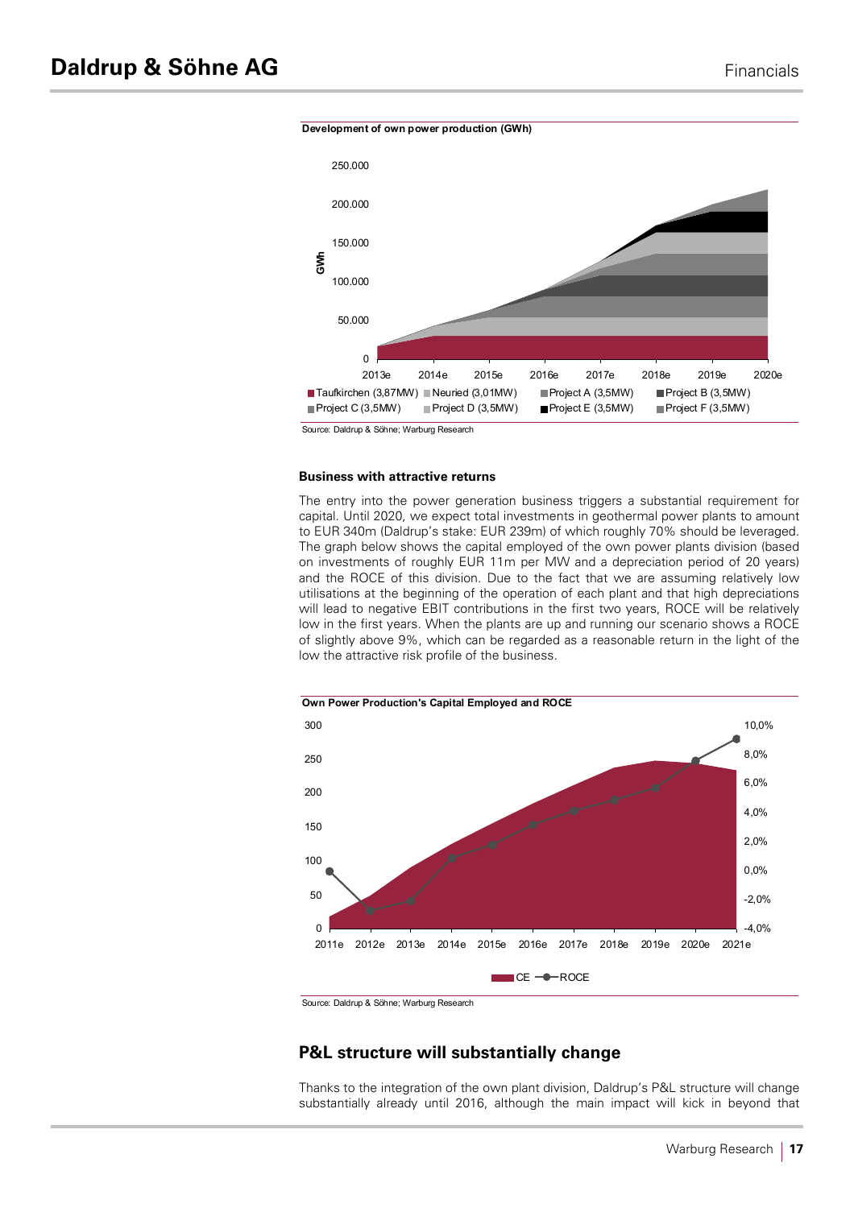**Development of own power production (GWh)**

Source: Daldrup & Söhne; Warburg Research

**Business with attractive returns**

The entry into the power generation business triggers a substantial requirement for capital. Until 2020, we expect total investments in geothermal power plants to amount to EUR 340m (Daldrup's stake: EUR 239m) of which roughly 70% should be leveraged. The graph below shows the capital employed of the own power plants division (based on investments of roughly EUR 11m per MW and a depreciation period of 20 years) and the ROCE of this division. Due to the fact that we are assuming relatively low utilisations at the beginning of the operation of each plant and that high depreciations will lead to negative EBIT contributions in the first two years, ROCE will be relatively low in the first years. When the plants are up and running our scenario shows a ROCE of slightly above 9%, which can be regarded as a reasonable return in the light of the low the attractive risk profile of the business.

**Own Power Production's Capital Employed and ROCE**

Source: Daldrup & Söhne; Warburg Research

## P&L structure will substantially change

Thanks to the integration of the own plant division, Daldrup's P&L structure will change substantially already until 2016, although the main impact will kick in beyond that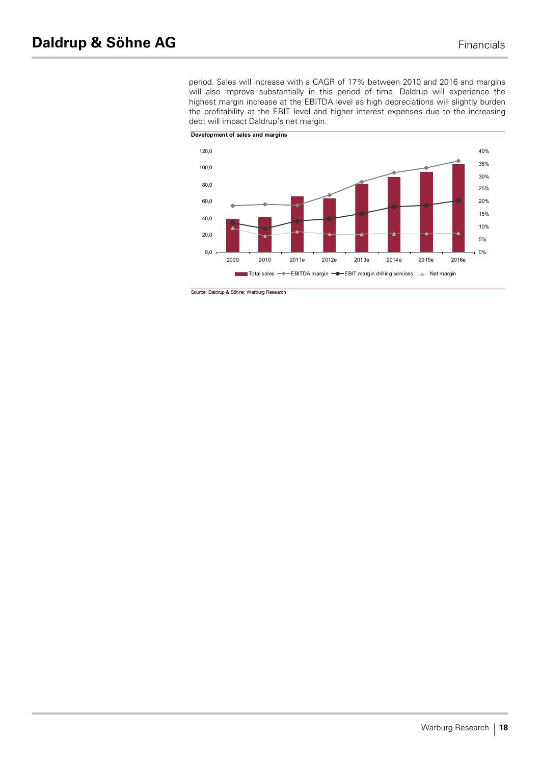period. Sales will increase with a CAGR of 17% between 2010 and 2016 and margins will also improve substantially in this period of time. Daldrup will experience the highest margin increase at the EBITDA level as high depreciations will slightly burden the profitability at the EBIT level and higher interest expenses due to the increasing debt will impact Daldrup's net margin.

**Development of sales and margins**

Source: Daldrup & Söhne; Warburg Research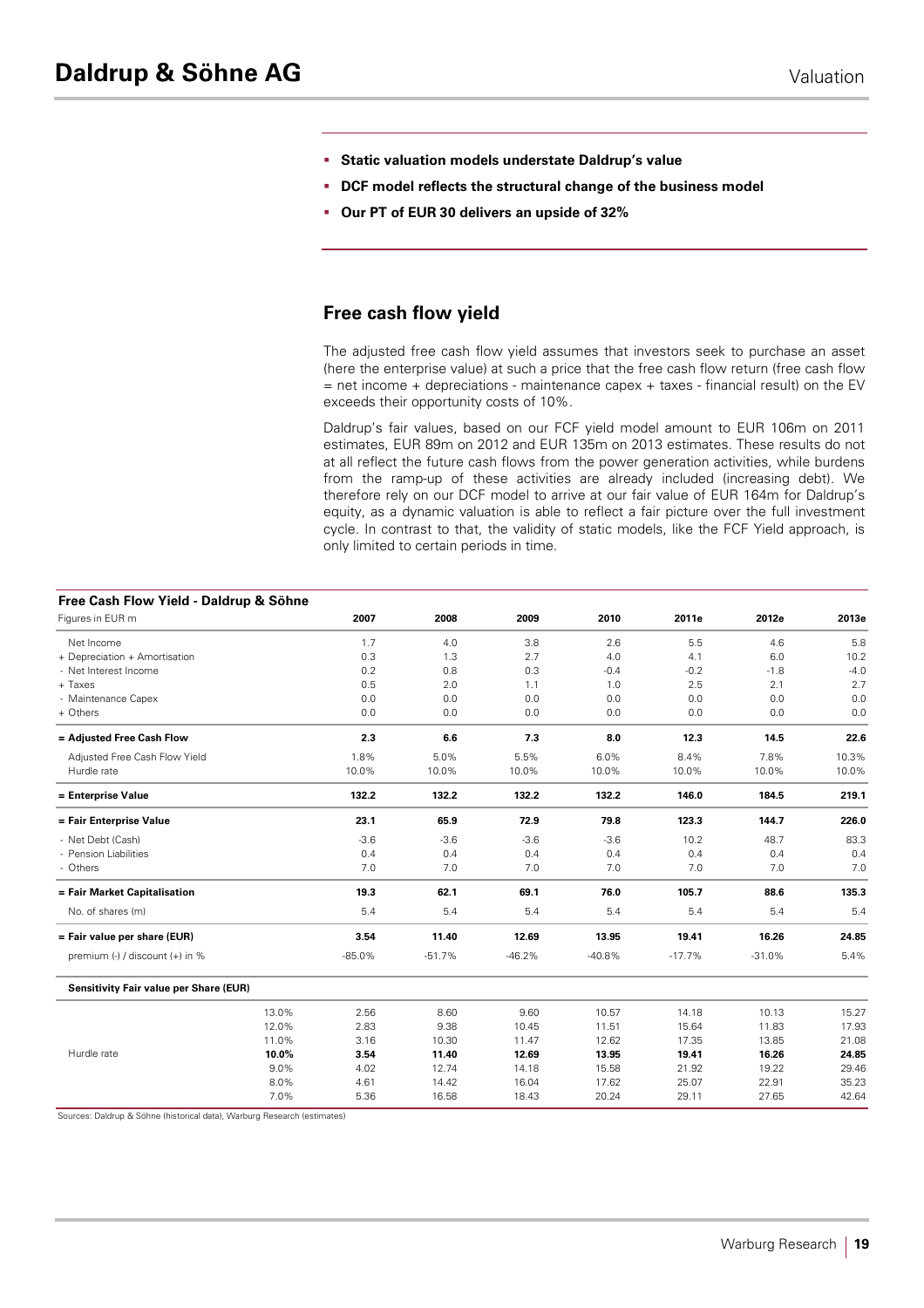- **Static valuation models understate Daldrup's value**
- **DCF model reflects the structural change of the business model**
- **Our PT of EUR 30 delivers an upside of 32%**

## Free cash flow yield

The adjusted free cash flow yield assumes that investors seek to purchase an asset (here the enterprise value) at such a price that the free cash flow return (free cash flow = net income + depreciations - maintenance capex + taxes - financial result) on the EV exceeds their opportunity costs of 10%.

Daldrup's fair values, based on our FCF yield model amount to EUR 106m on 2011 estimates, EUR 89m on 2012 and EUR 135m on 2013 estimates. These results do not at all reflect the future cash flows from the power generation activities, while burdens from the ramp-up of these activities are already included (increasing debt). We therefore rely on our DCF model to arrive at our fair value of EUR 164m for Daldrup's equity, as a dynamic valuation is able to reflect a fair picture over the full investment cycle. In contrast to that, the validity of static models, like the FCF Yield approach, is only limited to certain periods in time.

**Free Cash Flow Yield - Daldrup & Söhne**

| Figures in EUR m | | 2007 | 2008 | 2009 | 2010 | 2011e | 2012e | 2013e |
|---|---|---|---|---|---|---|---|---|
| Net Income | | 1.7 | 4.0 | 3.8 | 2.6 | 5.5 | 4.6 | 5.8 |
| + Depreciation + Amortisation | | 0.3 | 1.3 | 2.7 | 4.0 | 4.1 | 6.0 | 10.2 |
| - Net Interest Income | | 0.2 | 0.8 | 0.3 | -0.4 | -0.2 | -1.8 | -4.0 |
| + Taxes | | 0.5 | 2.0 | 1.1 | 1.0 | 2.5 | 2.1 | 2.7 |
| - Maintenance Capex | | 0.0 | 0.0 | 0.0 | 0.0 | 0.0 | 0.0 | 0.0 |
| + Others | | 0.0 | 0.0 | 0.0 | 0.0 | 0.0 | 0.0 | 0.0 |
| **= Adjusted Free Cash Flow** | | **2.3** | **6.6** | **7.3** | **8.0** | **12.3** | **14.5** | **22.6** |
| Adjusted Free Cash Flow Yield | | 1.8% | 5.0% | 5.5% | 6.0% | 8.4% | 7.8% | 10.3% |
| Hurdle rate | | 10.0% | 10.0% | 10.0% | 10.0% | 10.0% | 10.0% | 10.0% |
| **= Enterprise Value** | | **132.2** | **132.2** | **132.2** | **132.2** | **146.0** | **184.5** | **219.1** |
| **= Fair Enterprise Value** | | **23.1** | **65.9** | **72.9** | **79.8** | **123.3** | **144.7** | **226.0** |
| - Net Debt (Cash) | | -3.6 | -3.6 | -3.6 | -3.6 | 10.2 | 48.7 | 83.3 |
| - Pension Liabilities | | 0.4 | 0.4 | 0.4 | 0.4 | 0.4 | 0.4 | 0.4 |
| - Others | | 7.0 | 7.0 | 7.0 | 7.0 | 7.0 | 7.0 | 7.0 |
| **= Fair Market Capitalisation** | | **19.3** | **62.1** | **69.1** | **76.0** | **105.7** | **88.6** | **135.3** |
| No. of shares (m) | | 5.4 | 5.4 | 5.4 | 5.4 | 5.4 | 5.4 | 5.4 |
| **= Fair value per share (EUR)** | | **3.54** | **11.40** | **12.69** | **13.95** | **19.41** | **16.26** | **24.85** |
| premium (-) / discount (+) in % | | -85.0% | -51.7% | -46.2% | -40.8% | -17.7% | -31.0% | 5.4% |
| **Sensitivity Fair value per Share (EUR)** | | | | | | | | |
| | 13.0% | 2.56 | 8.60 | 9.60 | 10.57 | 14.18 | 10.13 | 15.27 |
| | 12.0% | 2.83 | 9.38 | 10.45 | 11.51 | 15.64 | 11.83 | 17.93 |
| | 11.0% | 3.16 | 10.30 | 11.47 | 12.62 | 17.35 | 13.85 | 21.08 |
| Hurdle rate | **10.0%** | **3.54** | **11.40** | **12.69** | **13.95** | **19.41** | **16.26** | **24.85** |
| | 9.0% | 4.02 | 12.74 | 14.18 | 15.58 | 21.92 | 19.22 | 29.46 |
| | 8.0% | 4.61 | 14.42 | 16.04 | 17.62 | 25.07 | 22.91 | 35.23 |
| | 7.0% | 5.36 | 16.58 | 18.43 | 20.24 | 29.11 | 27.65 | 42.64 |

Sources: Daldrup & Söhne (historical data), Warburg Research (estimates)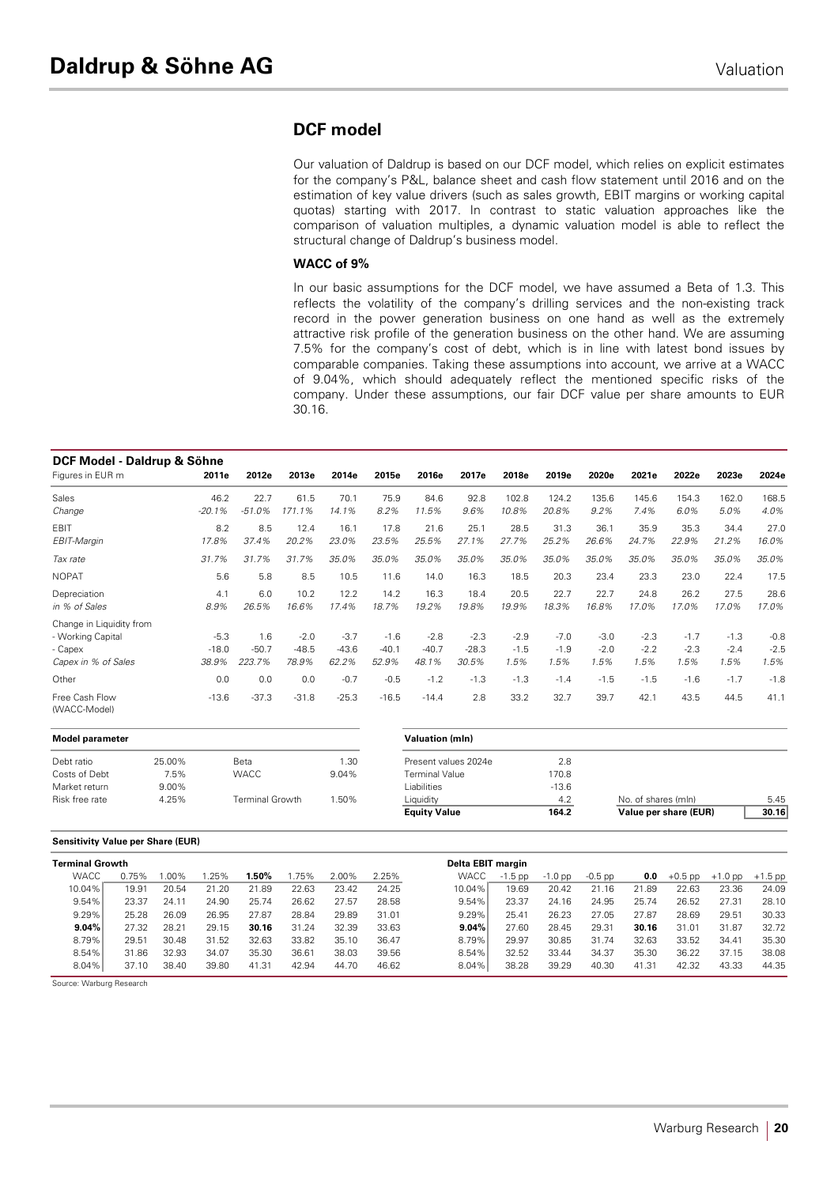## DCF model

Our valuation of Daldrup is based on our DCF model, which relies on explicit estimates for the company's P&L, balance sheet and cash flow statement until 2016 and on the estimation of key value drivers (such as sales growth, EBIT margins or working capital quotas) starting with 2017. In contrast to static valuation approaches like the comparison of valuation multiples, a dynamic valuation model is able to reflect the structural change of Daldrup's business model.

### WACC of 9%

In our basic assumptions for the DCF model, we have assumed a Beta of 1.3. This reflects the volatility of the company's drilling services and the non-existing track record in the power generation business on one hand as well as the extremely attractive risk profile of the generation business on the other hand. We are assuming 7.5% for the company's cost of debt, which is in line with latest bond issues by comparable companies. Taking these assumptions into account, we arrive at a WACC of 9.04%, which should adequately reflect the mentioned specific risks of the company. Under these assumptions, our fair DCF value per share amounts to EUR 30.16.

**DCF Model - Daldrup & Söhne**

| Figures in EUR m | 2011e | 2012e | 2013e | 2014e | 2015e | 2016e | 2017e | 2018e | 2019e | 2020e | 2021e | 2022e | 2023e | 2024e |
|---|---|---|---|---|---|---|---|---|---|---|---|---|---|---|
| Sales | 46.2 | 22.7 | 61.5 | 70.1 | 75.9 | 84.6 | 92.8 | 102.8 | 124.2 | 135.6 | 145.6 | 154.3 | 162.0 | 168.5 |
| *Change* | *-20.1%* | *-51.0%* | *171.1%* | *14.1%* | *8.2%* | *11.5%* | *9.6%* | *10.8%* | *20.8%* | *9.2%* | *7.4%* | *6.0%* | *5.0%* | *4.0%* |
| EBIT | 8.2 | 8.5 | 12.4 | 16.1 | 17.8 | 21.6 | 25.1 | 28.5 | 31.3 | 36.1 | 35.9 | 35.3 | 34.4 | 27.0 |
| *EBIT-Margin* | *17.8%* | *37.4%* | *20.2%* | *23.0%* | *23.5%* | *25.5%* | *27.1%* | *27.7%* | *25.2%* | *26.6%* | *24.7%* | *22.9%* | *21.2%* | *16.0%* |
| *Tax rate* | *31.7%* | *31.7%* | *31.7%* | *35.0%* | *35.0%* | *35.0%* | *35.0%* | *35.0%* | *35.0%* | *35.0%* | *35.0%* | *35.0%* | *35.0%* | *35.0%* |
| NOPAT | 5.6 | 5.8 | 8.5 | 10.5 | 11.6 | 14.0 | 16.3 | 18.5 | 20.3 | 23.4 | 23.3 | 23.0 | 22.4 | 17.5 |
| Depreciation | 4.1 | 6.0 | 10.2 | 12.2 | 14.2 | 16.3 | 18.4 | 20.5 | 22.7 | 22.7 | 24.8 | 26.2 | 27.5 | 28.6 |
| *in % of Sales* | *8.9%* | *26.5%* | *16.6%* | *17.4%* | *18.7%* | *19.2%* | *19.8%* | *19.9%* | *18.3%* | *16.8%* | *17.0%* | *17.0%* | *17.0%* | *17.0%* |
| Change in Liquidity from | | | | | | | | | | | | | | |
| - Working Capital | -5.3 | 1.6 | -2.0 | -3.7 | -1.6 | -2.8 | -2.3 | -2.9 | -7.0 | -3.0 | -2.3 | -1.7 | -1.3 | -0.8 |
| - Capex | -18.0 | -50.7 | -48.5 | -43.6 | -40.1 | -40.7 | -28.3 | -1.5 | -1.9 | -2.0 | -2.2 | -2.3 | -2.4 | -2.5 |
| *Capex in % of Sales* | *38.9%* | *223.7%* | *78.9%* | *62.2%* | *52.9%* | *48.1%* | *30.5%* | *1.5%* | *1.5%* | *1.5%* | *1.5%* | *1.5%* | *1.5%* | *1.5%* |
| Other | 0.0 | 0.0 | 0.0 | -0.7 | -0.5 | -1.2 | -1.3 | -1.3 | -1.4 | -1.5 | -1.5 | -1.6 | -1.7 | -1.8 |
| Free Cash Flow (WACC-Model) | -13.6 | -37.3 | -31.8 | -25.3 | -16.5 | -14.4 | 2.8 | 33.2 | 32.7 | 39.7 | 42.1 | 43.5 | 44.5 | 41.1 |

**Model parameter**

| | | | |
|---|---|---|---|
| Debt ratio | 25.00% | Beta | 1.30 |
| Costs of Debt | 7.5% | WACC | 9.04% |
| Market return | 9.00% | | |
| Risk free rate | 4.25% | Terminal Growth | 1.50% |

**Valuation (mln)**

| | |
|---|---|
| Present values 2024e | 2.8 |
| Terminal Value | 170.8 |
| Liabilities | -13.6 |
| Liquidity | 4.2 |
| **Equity Value** | **164.2** |

| | |
|---|---|
| No. of shares (mln) | 5.45 |
| **Value per share (EUR)** | **30.16** |

**Sensitivity Value per Share (EUR)**

| Terminal Growth | | | | | | | |
|---|---|---|---|---|---|---|---|
| WACC | 0.75% | 1.00% | 1.25% | **1.50%** | 1.75% | 2.00% | 2.25% |
| 10.04% | 19.91 | 20.54 | 21.20 | 21.89 | 22.63 | 23.42 | 24.25 |
| 9.54% | 23.37 | 24.11 | 24.90 | 25.74 | 26.62 | 27.57 | 28.58 |
| 9.29% | 25.28 | 26.09 | 26.95 | 27.87 | 28.84 | 29.89 | 31.01 |
| **9.04%** | 27.32 | 28.21 | 29.15 | **30.16** | 31.24 | 32.39 | 33.63 |
| 8.79% | 29.51 | 30.48 | 31.52 | 32.63 | 33.82 | 35.10 | 36.47 |
| 8.54% | 31.86 | 32.93 | 34.07 | 35.30 | 36.61 | 38.03 | 39.56 |
| 8.04% | 37.10 | 38.40 | 39.80 | 41.31 | 42.94 | 44.70 | 46.62 |

| Delta EBIT margin | | | | | | | |
|---|---|---|---|---|---|---|---|
| WACC | -1.5 pp | -1.0 pp | -0.5 pp | **0.0** | +0.5 pp | +1.0 pp | +1.5 pp |
| 10.04% | 19.69 | 20.42 | 21.16 | 21.89 | 22.63 | 23.36 | 24.09 |
| 9.54% | 23.37 | 24.16 | 24.95 | 25.74 | 26.52 | 27.31 | 28.10 |
| 9.29% | 25.41 | 26.23 | 27.05 | 27.87 | 28.69 | 29.51 | 30.33 |
| **9.04%** | 27.60 | 28.45 | 29.31 | **30.16** | 31.01 | 31.87 | 32.72 |
| 8.79% | 29.97 | 30.85 | 31.74 | 32.63 | 33.52 | 34.41 | 35.30 |
| 8.54% | 32.52 | 33.44 | 34.37 | 35.30 | 36.22 | 37.15 | 38.08 |
| 8.04% | 38.28 | 39.29 | 40.30 | 41.31 | 42.32 | 43.33 | 44.35 |

Source: Warburg Research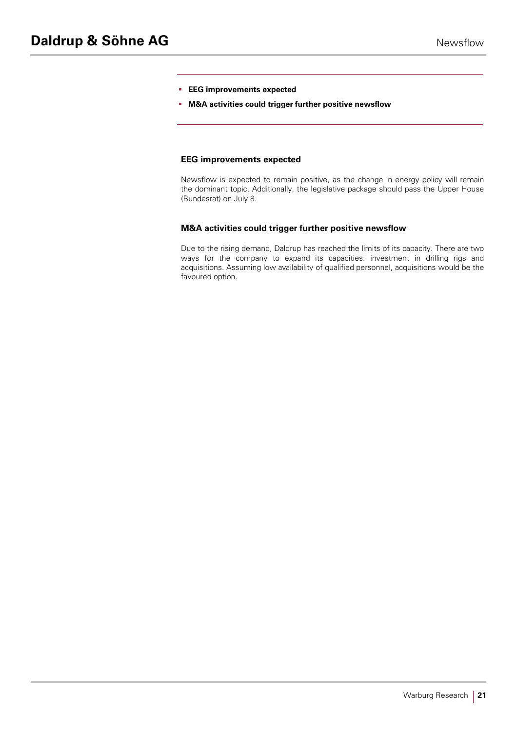- **EEG improvements expected**
- **M&A activities could trigger further positive newsflow**

### EEG improvements expected

Newsflow is expected to remain positive, as the change in energy policy will remain the dominant topic. Additionally, the legislative package should pass the Upper House (Bundesrat) on July 8.

### M&A activities could trigger further positive newsflow

Due to the rising demand, Daldrup has reached the limits of its capacity. There are two ways for the company to expand its capacities: investment in drilling rigs and acquisitions. Assuming low availability of qualified personnel, acquisitions would be the favoured option.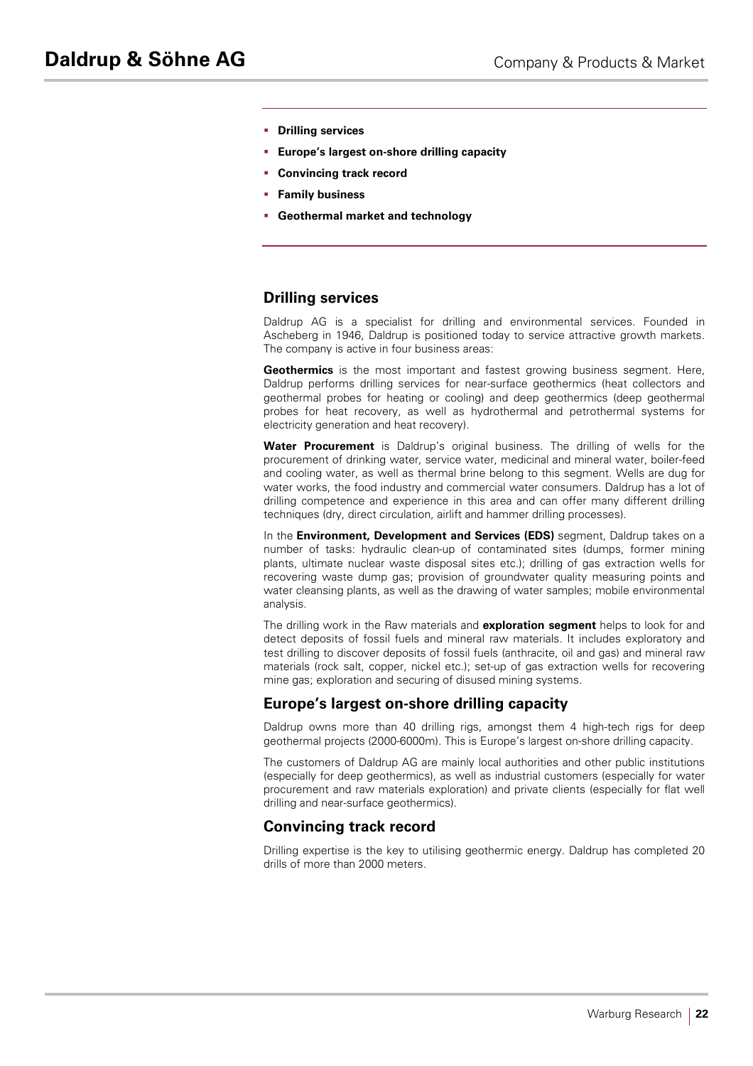- **Drilling services**
- **Europe's largest on-shore drilling capacity**
- **Convincing track record**
- **Family business**
- **Geothermal market and technology**

## Drilling services

Daldrup AG is a specialist for drilling and environmental services. Founded in Ascheberg in 1946, Daldrup is positioned today to service attractive growth markets. The company is active in four business areas:

**Geothermics** is the most important and fastest growing business segment. Here, Daldrup performs drilling services for near-surface geothermics (heat collectors and geothermal probes for heating or cooling) and deep geothermics (deep geothermal probes for heat recovery, as well as hydrothermal and petrothermal systems for electricity generation and heat recovery).

**Water Procurement** is Daldrup's original business. The drilling of wells for the procurement of drinking water, service water, medicinal and mineral water, boiler-feed and cooling water, as well as thermal brine belong to this segment. Wells are dug for water works, the food industry and commercial water consumers. Daldrup has a lot of drilling competence and experience in this area and can offer many different drilling techniques (dry, direct circulation, airlift and hammer drilling processes).

In the **Environment, Development and Services (EDS)** segment, Daldrup takes on a number of tasks: hydraulic clean-up of contaminated sites (dumps, former mining plants, ultimate nuclear waste disposal sites etc.); drilling of gas extraction wells for recovering waste dump gas; provision of groundwater quality measuring points and water cleansing plants, as well as the drawing of water samples; mobile environmental analysis.

The drilling work in the Raw materials and **exploration segment** helps to look for and detect deposits of fossil fuels and mineral raw materials. It includes exploratory and test drilling to discover deposits of fossil fuels (anthracite, oil and gas) and mineral raw materials (rock salt, copper, nickel etc.); set-up of gas extraction wells for recovering mine gas; exploration and securing of disused mining systems.

## Europe's largest on-shore drilling capacity

Daldrup owns more than 40 drilling rigs, amongst them 4 high-tech rigs for deep geothermal projects (2000-6000m). This is Europe's largest on-shore drilling capacity.

The customers of Daldrup AG are mainly local authorities and other public institutions (especially for deep geothermics), as well as industrial customers (especially for water procurement and raw materials exploration) and private clients (especially for flat well drilling and near-surface geothermics).

## Convincing track record

Drilling expertise is the key to utilising geothermic energy. Daldrup has completed 20 drills of more than 2000 meters.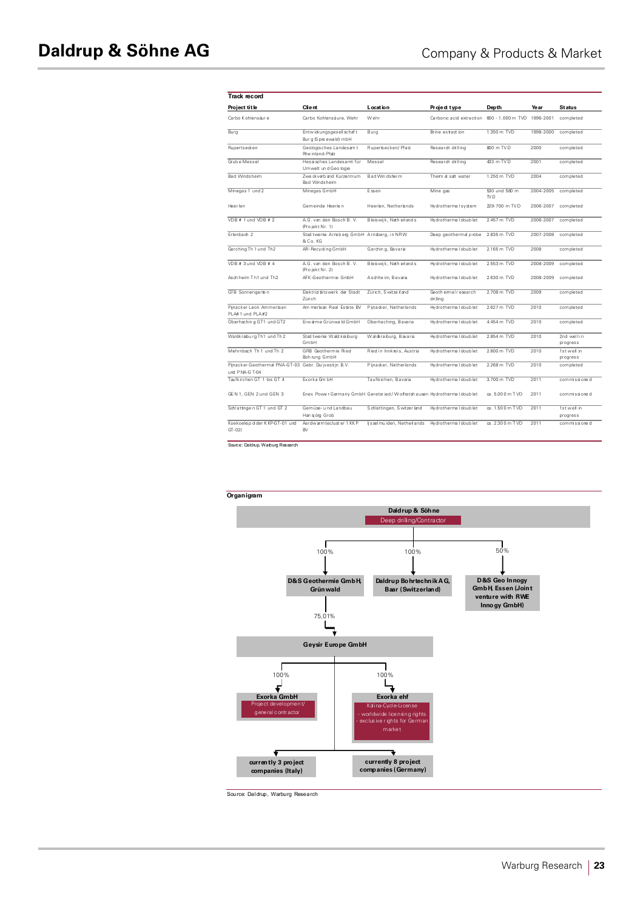**Track record**

| Project title | Client | Location | Project type | Depth | Year | Status |
|---|---|---|---|---|---|---|
| Carbo Kohlensäure | Carbo Kohlensäure, Wehr | Wehr | Carbonic acid extraction | 600 - 1.000 m TVD | 1996-2001 | completed |
| Burg | Entwicklungsgesellschaft Burg (Spreewald) mbH | Burg | Brine extraction | 1.350 m TVD | 1998-2000 | completed |
| Rupertsecken | Geologisches Landesamt Rheinland-Pfalz | Rupertsecken/ Pfalz | Research drilling | 800 m TVD | 2000 | completed |
| Grube Messel | Hessisches Landesamt für Umwelt und Geologie | Messel | Research drilling | 433 m TVD | 2001 | completed |
| Bad Windsheim | Zweckverband Kurzentrum Bad Windsheim | Bad Windsheim | Thermal salt water | 1.250 m TVD | 2004 | completed |
| Minegas 1 und 2 | Minegas GmbH | Essen | Mine gas | 530 und 580 m TVD | 2004-2005 | completed |
| Heerlen | Gemeinde Heerlen | Heerlen, Netherlands | Hydrothermal system | 229-700 m TVD | 2006-2007 | completed |
| VDB # 1 und VDB # 2 | A.G. van den Bosch B. V. (Projekt Nr. 1) | Bleiswijk, Netherlands | Hydrothermal doublet | 2.457 m TVD | 2006-2007 | completed |
| Erlenbach 2 | Stadtwerke Arnsberg GmbH & Co. KG | Arnsberg, in NRW | Deep geothermal probe | 2.835 m TVD | 2007-2008 | completed |
| Garching Th 1 und Th2 | AR-Recycling GmbH | Garching, Bavaria | Hydrothermal doublet | 2.165 m TVD | 2008 | completed |
| VDB # 3 und VDB # 4 | A.G. van den Bosch B. V. (Projekt Nr. 2) | Bleiswijk, Netherlands | Hydrothermal doublet | 2.553 m TVD | 2008-2009 | completed |
| Aschheim Th1 und Th2 | AFK-Geothermie GmbH | Aschheim, Bavaria | Hydrothermal doublet | 2.630 m TVD | 2008-2009 | completed |
| GTB Sonnengarten | Elektrizitätswerk der Stadt Zürich | Zürich, Switzerland | Geothermal research drilling | 2.708 m TVD | 2009 | completed |
| Pijnacker Leon Ammerlaan PLA# 1 und PLA#2 | Ammerlaan Real Estate BV | Pijnacker, Netherlands | Hydrothermal doublet | 2.627 m TVD | 2010 | completed |
| Oberhaching GT1 und GT2 | Erwärme Grünwald GmbH | Oberhaching, Bavaria | Hydrothermal doublet | 4.454 m TVD | 2010 | completed |
| Waldkraiburg Th1 und Th 2 | Stadtwerke Waldkraiburg GmbH | Waldkraiburg, Bavaria | Hydrothermal doublet | 2.854 m TVD | 2010 | 2nd well in progress |
| Mehrnbach Th 1 und Th 2 | GRB Geothermie Ried Bohrung GmbH | Ried in Innkreis, Austria | Hydrothermal doublet | 2.800 m TVD | 2010 | 1st well in progress |
| Pijnacker Geothermal PNA-GT-03 und PNA-GT-04 | Gebr. Duijvestijn B.V. | Pijnacker, Netherlands | Hydrothermal doublet | 2.268 m TVD | 2010 | completed |
| Taufkirchen GT 1 bis GT 4 | Exorka GmbH | Taufkirchen, Bavaria | Hydrothermal doublet | 3.700 m TVD | 2011 | commissioned |
| GEN 1, GEN 2 und GEN 3 | Enex Power Germany GmbH | Geretsried / Wolfratshausen | Hydrothermal doublet | ca. 5.000 m TVD | 2011 | commissioned |
| Schlattingen GT 1 und GT 2 | Gemüse- und Landbau Hansjörg Grob | Schlattingen, Switzerland | Hydrothermal doublet | ca. 1.500 m TVD | 2011 | 1st well in progress |
| Koekoekspolder KKP-GT-01 und GT-02) | Aardwarmtecluster 1 KKP BV | IJsselmuiden, Netherlands | Hydrothermal doublet | ca. 2.300 m TVD | 2011 | commissioned |

Source: Daldrup, Warburg Research

**Organigram**

- **Daldrup & Söhne** – Deep drilling/Contractor
  - 100% → **D&S Geothermie GmbH, Grünwald**
    - 75,01% → **Geysir Europe GmbH**
      - 100% → **Exorka GmbH** – Project development/ general contractor
        - currently 3 project companies (Italy)
      - 100% → **Exorka ehf** – Kalina-Cycle-License – worldwide licensing rights – exclusive rights for German market
        - currently 8 project companies (Germany)
  - 100% → **Daldrup Bohrtechnik AG, Baar (Switzerland)**
  - 50% → **D&S Geo Innogy GmbH, Essen (Joint venture with RWE Innogy GmbH)**

Source: Daldrup, Warburg Research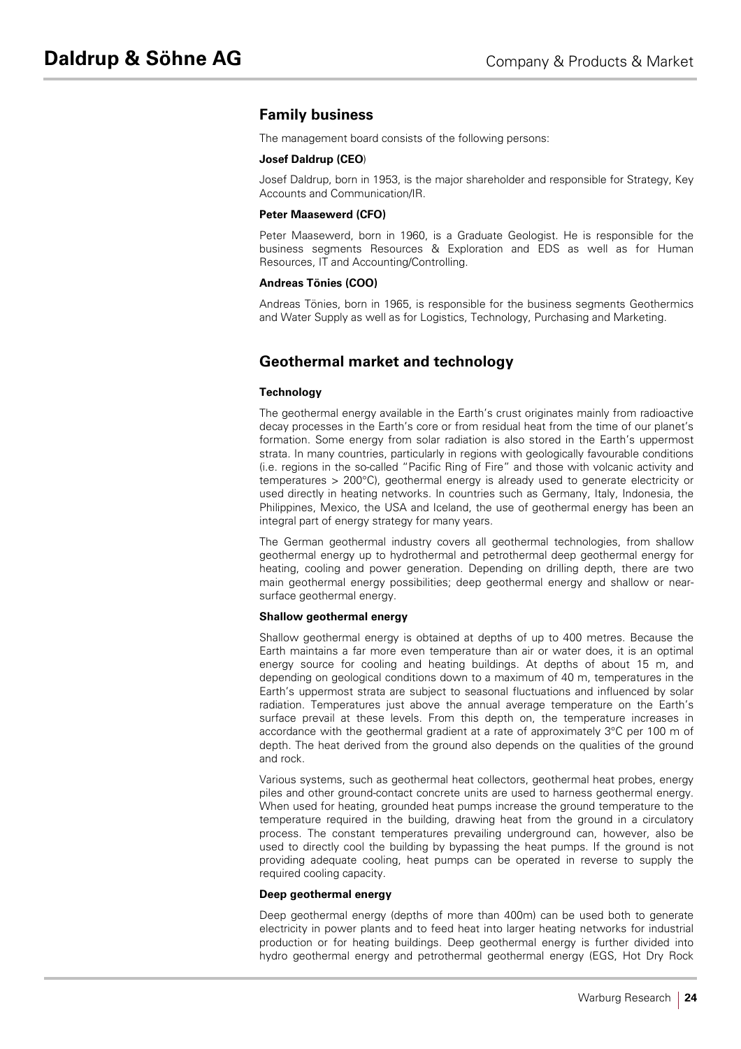## Family business

The management board consists of the following persons:

**Josef Daldrup (CEO)**

Josef Daldrup, born in 1953, is the major shareholder and responsible for Strategy, Key Accounts and Communication/IR.

**Peter Maasewerd (CFO)**

Peter Maasewerd, born in 1960, is a Graduate Geologist. He is responsible for the business segments Resources & Exploration and EDS as well as for Human Resources, IT and Accounting/Controlling.

**Andreas Tönies (COO)**

Andreas Tönies, born in 1965, is responsible for the business segments Geothermics and Water Supply as well as for Logistics, Technology, Purchasing and Marketing.

## Geothermal market and technology

**Technology**

The geothermal energy available in the Earth's crust originates mainly from radioactive decay processes in the Earth's core or from residual heat from the time of our planet's formation. Some energy from solar radiation is also stored in the Earth's uppermost strata. In many countries, particularly in regions with geologically favourable conditions (i.e. regions in the so-called "Pacific Ring of Fire" and those with volcanic activity and temperatures > 200°C), geothermal energy is already used to generate electricity or used directly in heating networks. In countries such as Germany, Italy, Indonesia, the Philippines, Mexico, the USA and Iceland, the use of geothermal energy has been an integral part of energy strategy for many years.

The German geothermal industry covers all geothermal technologies, from shallow geothermal energy up to hydrothermal and petrothermal deep geothermal energy for heating, cooling and power generation. Depending on drilling depth, there are two main geothermal energy possibilities; deep geothermal energy and shallow or near-surface geothermal energy.

**Shallow geothermal energy**

Shallow geothermal energy is obtained at depths of up to 400 metres. Because the Earth maintains a far more even temperature than air or water does, it is an optimal energy source for cooling and heating buildings. At depths of about 15 m, and depending on geological conditions down to a maximum of 40 m, temperatures in the Earth's uppermost strata are subject to seasonal fluctuations and influenced by solar radiation. Temperatures just above the annual average temperature on the Earth's surface prevail at these levels. From this depth on, the temperature increases in accordance with the geothermal gradient at a rate of approximately 3°C per 100 m of depth. The heat derived from the ground also depends on the qualities of the ground and rock.

Various systems, such as geothermal heat collectors, geothermal heat probes, energy piles and other ground-contact concrete units are used to harness geothermal energy. When used for heating, grounded heat pumps increase the ground temperature to the temperature required in the building, drawing heat from the ground in a circulatory process. The constant temperatures prevailing underground can, however, also be used to directly cool the building by bypassing the heat pumps. If the ground is not providing adequate cooling, heat pumps can be operated in reverse to supply the required cooling capacity.

**Deep geothermal energy**

Deep geothermal energy (depths of more than 400m) can be used both to generate electricity in power plants and to feed heat into larger heating networks for industrial production or for heating buildings. Deep geothermal energy is further divided into hydro geothermal energy and petrothermal geothermal energy (EGS, Hot Dry Rock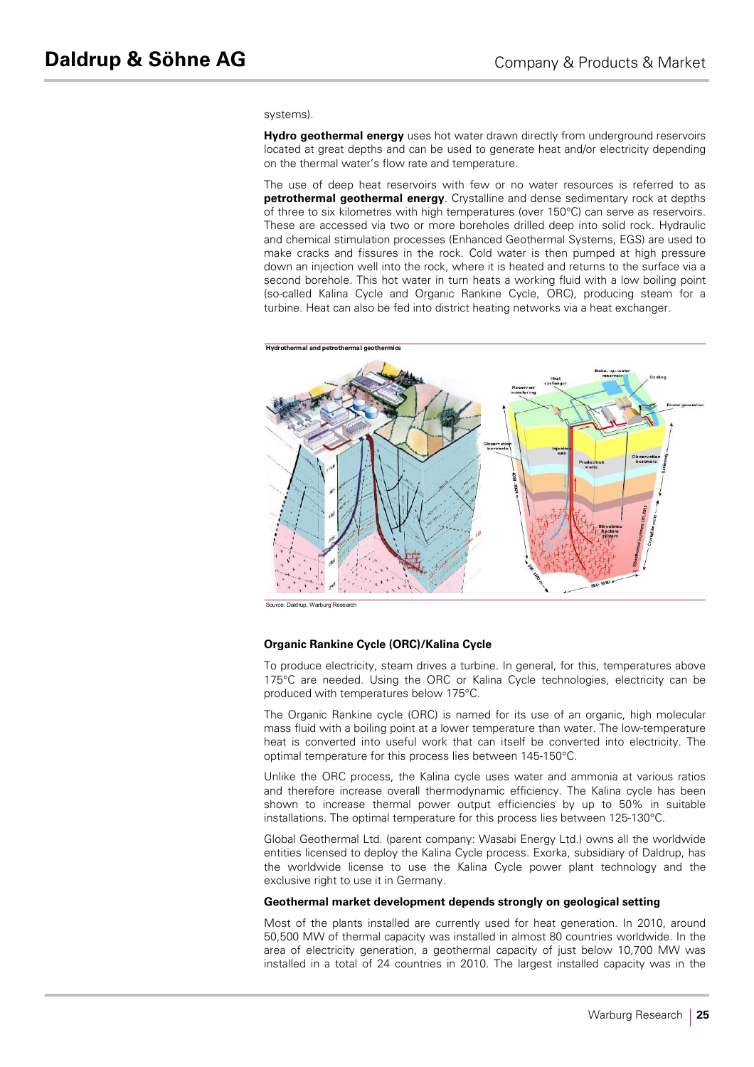systems).

**Hydro geothermal energy** uses hot water drawn directly from underground reservoirs located at great depths and can be used to generate heat and/or electricity depending on the thermal water's flow rate and temperature.

The use of deep heat reservoirs with few or no water resources is referred to as **petrothermal geothermal energy**. Crystalline and dense sedimentary rock at depths of three to six kilometres with high temperatures (over 150°C) can serve as reservoirs. These are accessed via two or more boreholes drilled deep into solid rock. Hydraulic and chemical stimulation processes (Enhanced Geothermal Systems, EGS) are used to make cracks and fissures in the rock. Cold water is then pumped at high pressure down an injection well into the rock, where it is heated and returns to the surface via a second borehole. This hot water in turn heats a working fluid with a low boiling point (so-called Kalina Cycle and Organic Rankine Cycle, ORC), producing steam for a turbine. Heat can also be fed into district heating networks via a heat exchanger.

**Hydrothermal and petrothermal geothermics**

Source: Daldrup, Warburg Research

### Organic Rankine Cycle (ORC)/Kalina Cycle

To produce electricity, steam drives a turbine. In general, for this, temperatures above 175°C are needed. Using the ORC or Kalina Cycle technologies, electricity can be produced with temperatures below 175°C.

The Organic Rankine cycle (ORC) is named for its use of an organic, high molecular mass fluid with a boiling point at a lower temperature than water. The low-temperature heat is converted into useful work that can itself be converted into electricity. The optimal temperature for this process lies between 145-150°C.

Unlike the ORC process, the Kalina cycle uses water and ammonia at various ratios and therefore increase overall thermodynamic efficiency. The Kalina cycle has been shown to increase thermal power output efficiencies by up to 50% in suitable installations. The optimal temperature for this process lies between 125-130°C.

Global Geothermal Ltd. (parent company: Wasabi Energy Ltd.) owns all the worldwide entities licensed to deploy the Kalina Cycle process. Exorka, subsidiary of Daldrup, has the worldwide license to use the Kalina Cycle power plant technology and the exclusive right to use it in Germany.

### Geothermal market development depends strongly on geological setting

Most of the plants installed are currently used for heat generation. In 2010, around 50,500 MW of thermal capacity was installed in almost 80 countries worldwide. In the area of electricity generation, a geothermal capacity of just below 10,700 MW was installed in a total of 24 countries in 2010. The largest installed capacity was in the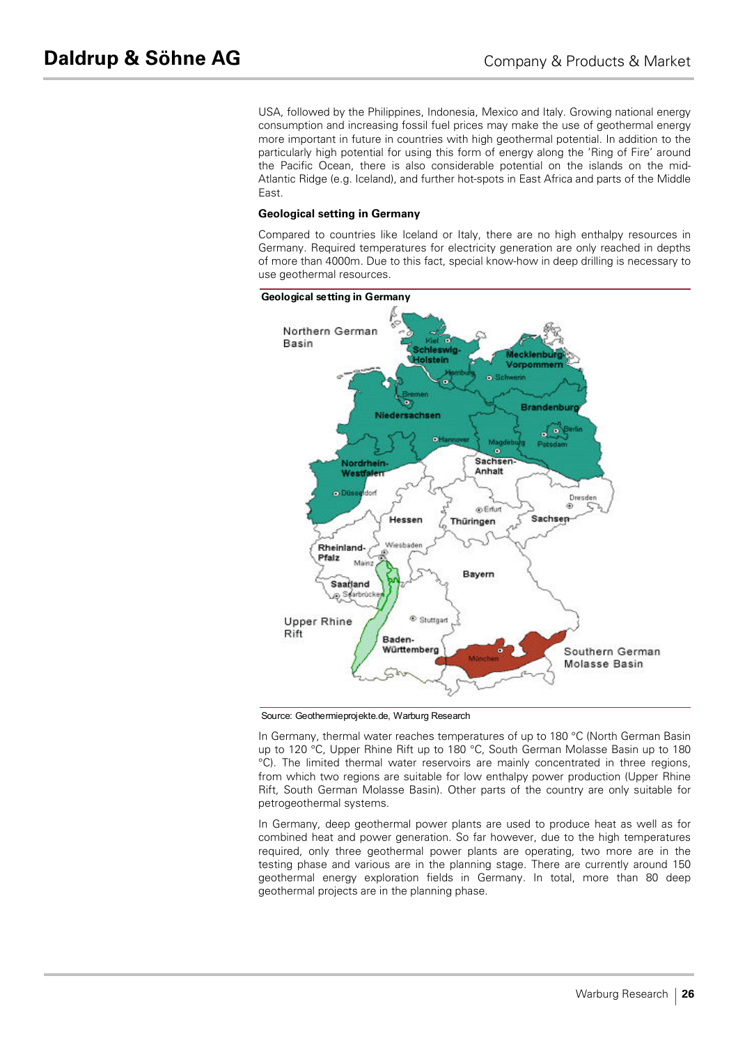USA, followed by the Philippines, Indonesia, Mexico and Italy. Growing national energy consumption and increasing fossil fuel prices may make the use of geothermal energy more important in future in countries with high geothermal potential. In addition to the particularly high potential for using this form of energy along the 'Ring of Fire' around the Pacific Ocean, there is also considerable potential on the islands on the mid-Atlantic Ridge (e.g. Iceland), and further hot-spots in East Africa and parts of the Middle East.

**Geological setting in Germany**

Compared to countries like Iceland or Italy, there are no high enthalpy resources in Germany. Required temperatures for electricity generation are only reached in depths of more than 4000m. Due to this fact, special know-how in deep drilling is necessary to use geothermal resources.

**Geological setting in Germany**

Source: Geothermieprojekte.de, Warburg Research

In Germany, thermal water reaches temperatures of up to 180 °C (North German Basin up to 120 °C, Upper Rhine Rift up to 180 °C, South German Molasse Basin up to 180 °C). The limited thermal water reservoirs are mainly concentrated in three regions, from which two regions are suitable for low enthalpy power production (Upper Rhine Rift, South German Molasse Basin). Other parts of the country are only suitable for petrogeothermal systems.

In Germany, deep geothermal power plants are used to produce heat as well as for combined heat and power generation. So far however, due to the high temperatures required, only three geothermal power plants are operating, two more are in the testing phase and various are in the planning stage. There are currently around 150 geothermal energy exploration fields in Germany. In total, more than 80 deep geothermal projects are in the planning phase.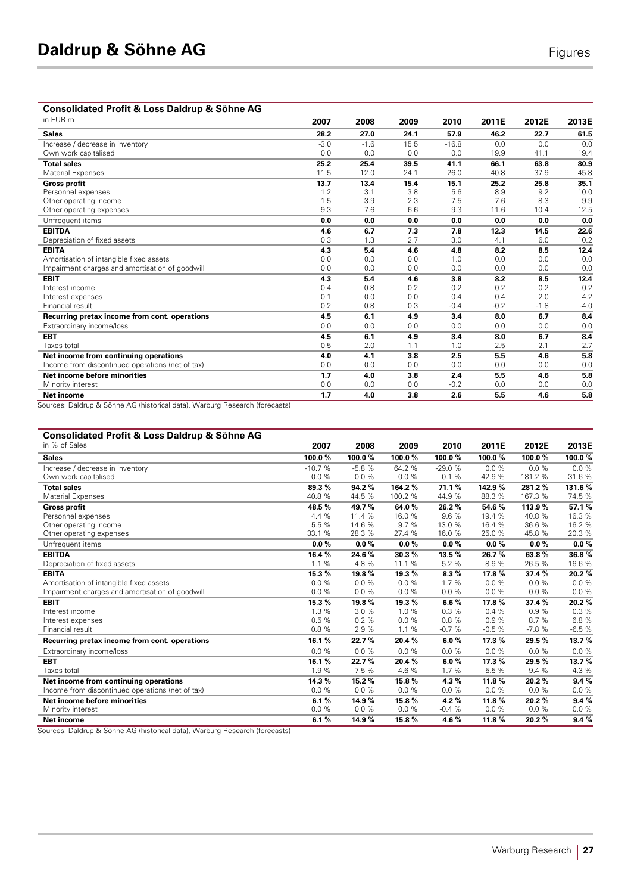## Consolidated Profit & Loss Daldrup & Söhne AG

| in EUR m | 2007 | 2008 | 2009 | 2010 | 2011E | 2012E | 2013E |
|---|---|---|---|---|---|---|---|
| **Sales** | **28.2** | **27.0** | **24.1** | **57.9** | **46.2** | **22.7** | **61.5** |
| Increase / decrease in inventory | -3.0 | -1.6 | 15.5 | -16.8 | 0.0 | 0.0 | 0.0 |
| Own work capitalised | 0.0 | 0.0 | 0.0 | 0.0 | 19.9 | 41.1 | 19.4 |
| **Total sales** | **25.2** | **25.4** | **39.5** | **41.1** | **66.1** | **63.8** | **80.9** |
| Material Expenses | 11.5 | 12.0 | 24.1 | 26.0 | 40.8 | 37.9 | 45.8 |
| **Gross profit** | **13.7** | **13.4** | **15.4** | **15.1** | **25.2** | **25.8** | **35.1** |
| Personnel expenses | 1.2 | 3.1 | 3.8 | 5.6 | 8.9 | 9.2 | 10.0 |
| Other operating income | 1.5 | 3.9 | 2.3 | 7.5 | 7.6 | 8.3 | 9.9 |
| Other operating expenses | 9.3 | 7.6 | 6.6 | 9.3 | 11.6 | 10.4 | 12.5 |
| Unfrequent items | **0.0** | **0.0** | **0.0** | **0.0** | **0.0** | **0.0** | **0.0** |
| **EBITDA** | **4.6** | **6.7** | **7.3** | **7.8** | **12.3** | **14.5** | **22.6** |
| Depreciation of fixed assets | 0.3 | 1.3 | 2.7 | 3.0 | 4.1 | 6.0 | 10.2 |
| **EBITA** | **4.3** | **5.4** | **4.6** | **4.8** | **8.2** | **8.5** | **12.4** |
| Amortisation of intangible fixed assets | 0.0 | 0.0 | 0.0 | 1.0 | 0.0 | 0.0 | 0.0 |
| Impairment charges and amortisation of goodwill | 0.0 | 0.0 | 0.0 | 0.0 | 0.0 | 0.0 | 0.0 |
| **EBIT** | **4.3** | **5.4** | **4.6** | **3.8** | **8.2** | **8.5** | **12.4** |
| Interest income | 0.4 | 0.8 | 0.2 | 0.2 | 0.2 | 0.2 | 0.2 |
| Interest expenses | 0.1 | 0.0 | 0.0 | 0.4 | 0.4 | 2.0 | 4.2 |
| Financial result | 0.2 | 0.8 | 0.3 | -0.4 | -0.2 | -1.8 | -4.0 |
| **Recurring pretax income from cont. operations** | **4.5** | **6.1** | **4.9** | **3.4** | **8.0** | **6.7** | **8.4** |
| Extraordinary income/loss | 0.0 | 0.0 | 0.0 | 0.0 | 0.0 | 0.0 | 0.0 |
| **EBT** | **4.5** | **6.1** | **4.9** | **3.4** | **8.0** | **6.7** | **8.4** |
| Taxes total | 0.5 | 2.0 | 1.1 | 1.0 | 2.5 | 2.1 | 2.7 |
| **Net income from continuing operations** | **4.0** | **4.1** | **3.8** | **2.5** | **5.5** | **4.6** | **5.8** |
| Income from discontinued operations (net of tax) | 0.0 | 0.0 | 0.0 | 0.0 | 0.0 | 0.0 | 0.0 |
| **Net income before minorities** | **1.7** | **4.0** | **3.8** | **2.4** | **5.5** | **4.6** | **5.8** |
| Minority interest | 0.0 | 0.0 | 0.0 | -0.2 | 0.0 | 0.0 | 0.0 |
| **Net income** | **1.7** | **4.0** | **3.8** | **2.6** | **5.5** | **4.6** | **5.8** |

Sources: Daldrup & Söhne AG (historical data), Warburg Research (forecasts)

## Consolidated Profit & Loss Daldrup & Söhne AG

| in % of Sales | 2007 | 2008 | 2009 | 2010 | 2011E | 2012E | 2013E |
|---|---|---|---|---|---|---|---|
| **Sales** | **100.0 %** | **100.0 %** | **100.0 %** | **100.0 %** | **100.0 %** | **100.0 %** | **100.0 %** |
| Increase / decrease in inventory | -10.7 % | -5.8 % | 64.2 % | -29.0 % | 0.0 % | 0.0 % | 0.0 % |
| Own work capitalised | 0.0 % | 0.0 % | 0.0 % | 0.1 % | 42.9 % | 181.2 % | 31.6 % |
| **Total sales** | **89.3 %** | **94.2 %** | **164.2 %** | **71.1 %** | **142.9 %** | **281.2 %** | **131.6 %** |
| Material Expenses | 40.8 % | 44.5 % | 100.2 % | 44.9 % | 88.3 % | 167.3 % | 74.5 % |
| **Gross profit** | **48.5 %** | **49.7 %** | **64.0 %** | **26.2 %** | **54.6 %** | **113.9 %** | **57.1 %** |
| Personnel expenses | 4.4 % | 11.4 % | 16.0 % | 9.6 % | 19.4 % | 40.8 % | 16.3 % |
| Other operating income | 5.5 % | 14.6 % | 9.7 % | 13.0 % | 16.4 % | 36.6 % | 16.2 % |
| Other operating expenses | 33.1 % | 28.3 % | 27.4 % | 16.0 % | 25.0 % | 45.8 % | 20.3 % |
| Unfrequent items | **0.0 %** | **0.0 %** | **0.0 %** | **0.0 %** | **0.0 %** | **0.0 %** | **0.0 %** |
| **EBITDA** | **16.4 %** | **24.6 %** | **30.3 %** | **13.5 %** | **26.7 %** | **63.8 %** | **36.8 %** |
| Depreciation of fixed assets | 1.1 % | 4.8 % | 11.1 % | 5.2 % | 8.9 % | 26.5 % | 16.6 % |
| **EBITA** | **15.3 %** | **19.8 %** | **19.3 %** | **8.3 %** | **17.8 %** | **37.4 %** | **20.2 %** |
| Amortisation of intangible fixed assets | 0.0 % | 0.0 % | 0.0 % | 1.7 % | 0.0 % | 0.0 % | 0.0 % |
| Impairment charges and amortisation of goodwill | 0.0 % | 0.0 % | 0.0 % | 0.0 % | 0.0 % | 0.0 % | 0.0 % |
| **EBIT** | **15.3 %** | **19.8 %** | **19.3 %** | **6.6 %** | **17.8 %** | **37.4 %** | **20.2 %** |
| Interest income | 1.3 % | 3.0 % | 1.0 % | 0.3 % | 0.4 % | 0.9 % | 0.3 % |
| Interest expenses | 0.5 % | 0.2 % | 0.0 % | 0.8 % | 0.9 % | 8.7 % | 6.8 % |
| Financial result | 0.8 % | 2.9 % | 1.1 % | -0.7 % | -0.5 % | -7.8 % | -6.5 % |
| **Recurring pretax income from cont. operations** | **16.1 %** | **22.7 %** | **20.4 %** | **6.0 %** | **17.3 %** | **29.5 %** | **13.7 %** |
| Extraordinary income/loss | 0.0 % | 0.0 % | 0.0 % | 0.0 % | 0.0 % | 0.0 % | 0.0 % |
| **EBT** | **16.1 %** | **22.7 %** | **20.4 %** | **6.0 %** | **17.3 %** | **29.5 %** | **13.7 %** |
| Taxes total | 1.9 % | 7.5 % | 4.6 % | 1.7 % | 5.5 % | 9.4 % | 4.3 % |
| **Net income from continuing operations** | **14.3 %** | **15.2 %** | **15.8 %** | **4.3 %** | **11.8 %** | **20.2 %** | **9.4 %** |
| Income from discontinued operations (net of tax) | 0.0 % | 0.0 % | 0.0 % | 0.0 % | 0.0 % | 0.0 % | 0.0 % |
| **Net income before minorities** | **6.1 %** | **14.9 %** | **15.8 %** | **4.2 %** | **11.8 %** | **20.2 %** | **9.4 %** |
| Minority interest | 0.0 % | 0.0 % | 0.0 % | -0.4 % | 0.0 % | 0.0 % | 0.0 % |
| **Net income** | **6.1 %** | **14.9 %** | **15.8 %** | **4.6 %** | **11.8 %** | **20.2 %** | **9.4 %** |

Sources: Daldrup & Söhne AG (historical data), Warburg Research (forecasts)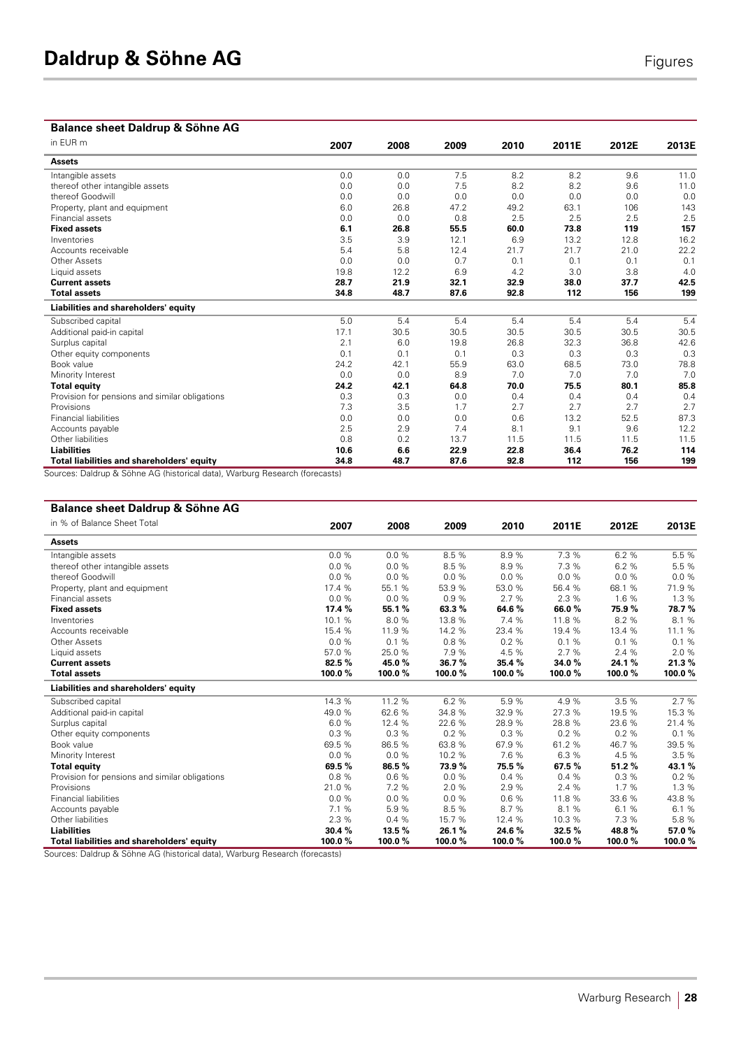## Balance sheet Daldrup & Söhne AG

| in EUR m | 2007 | 2008 | 2009 | 2010 | 2011E | 2012E | 2013E |
|---|---|---|---|---|---|---|---|
| **Assets** | | | | | | | |
| Intangible assets | 0.0 | 0.0 | 7.5 | 8.2 | 8.2 | 9.6 | 11.0 |
| thereof other intangible assets | 0.0 | 0.0 | 7.5 | 8.2 | 8.2 | 9.6 | 11.0 |
| thereof Goodwill | 0.0 | 0.0 | 0.0 | 0.0 | 0.0 | 0.0 | 0.0 |
| Property, plant and equipment | 6.0 | 26.8 | 47.2 | 49.2 | 63.1 | 106 | 143 |
| Financial assets | 0.0 | 0.0 | 0.8 | 2.5 | 2.5 | 2.5 | 2.5 |
| **Fixed assets** | **6.1** | **26.8** | **55.5** | **60.0** | **73.8** | **119** | **157** |
| Inventories | 3.5 | 3.9 | 12.1 | 6.9 | 13.2 | 12.8 | 16.2 |
| Accounts receivable | 5.4 | 5.8 | 12.4 | 21.7 | 21.7 | 21.0 | 22.2 |
| Other Assets | 0.0 | 0.0 | 0.7 | 0.1 | 0.1 | 0.1 | 0.1 |
| Liquid assets | 19.8 | 12.2 | 6.9 | 4.2 | 3.0 | 3.8 | 4.0 |
| **Current assets** | **28.7** | **21.9** | **32.1** | **32.9** | **38.0** | **37.7** | **42.5** |
| **Total assets** | **34.8** | **48.7** | **87.6** | **92.8** | **112** | **156** | **199** |
| **Liabilities and shareholders' equity** | | | | | | | |
| Subscribed capital | 5.0 | 5.4 | 5.4 | 5.4 | 5.4 | 5.4 | 5.4 |
| Additional paid-in capital | 17.1 | 30.5 | 30.5 | 30.5 | 30.5 | 30.5 | 30.5 |
| Surplus capital | 2.1 | 6.0 | 19.8 | 26.8 | 32.3 | 36.8 | 42.6 |
| Other equity components | 0.1 | 0.1 | 0.1 | 0.3 | 0.3 | 0.3 | 0.3 |
| Book value | 24.2 | 42.1 | 55.9 | 63.0 | 68.5 | 73.0 | 78.8 |
| Minority Interest | 0.0 | 0.0 | 8.9 | 7.0 | 7.0 | 7.0 | 7.0 |
| **Total equity** | **24.2** | **42.1** | **64.8** | **70.0** | **75.5** | **80.1** | **85.8** |
| Provision for pensions and similar obligations | 0.3 | 0.3 | 0.0 | 0.4 | 0.4 | 0.4 | 0.4 |
| Provisions | 7.3 | 3.5 | 1.7 | 2.7 | 2.7 | 2.7 | 2.7 |
| Financial liabilities | 0.0 | 0.0 | 0.0 | 0.6 | 13.2 | 52.5 | 87.3 |
| Accounts payable | 2.5 | 2.9 | 7.4 | 8.1 | 9.1 | 9.6 | 12.2 |
| Other liabilities | 0.8 | 0.2 | 13.7 | 11.5 | 11.5 | 11.5 | 11.5 |
| **Liabilities** | **10.6** | **6.6** | **22.9** | **22.8** | **36.4** | **76.2** | **114** |
| **Total liabilities and shareholders' equity** | **34.8** | **48.7** | **87.6** | **92.8** | **112** | **156** | **199** |

Sources: Daldrup & Söhne AG (historical data), Warburg Research (forecasts)

## Balance sheet Daldrup & Söhne AG

| in % of Balance Sheet Total | 2007 | 2008 | 2009 | 2010 | 2011E | 2012E | 2013E |
|---|---|---|---|---|---|---|---|
| **Assets** | | | | | | | |
| Intangible assets | 0.0 % | 0.0 % | 8.5 % | 8.9 % | 7.3 % | 6.2 % | 5.5 % |
| thereof other intangible assets | 0.0 % | 0.0 % | 8.5 % | 8.9 % | 7.3 % | 6.2 % | 5.5 % |
| thereof Goodwill | 0.0 % | 0.0 % | 0.0 % | 0.0 % | 0.0 % | 0.0 % | 0.0 % |
| Property, plant and equipment | 17.4 % | 55.1 % | 53.9 % | 53.0 % | 56.4 % | 68.1 % | 71.9 % |
| Financial assets | 0.0 % | 0.0 % | 0.9 % | 2.7 % | 2.3 % | 1.6 % | 1.3 % |
| **Fixed assets** | **17.4 %** | **55.1 %** | **63.3 %** | **64.6 %** | **66.0 %** | **75.9 %** | **78.7 %** |
| Inventories | 10.1 % | 8.0 % | 13.8 % | 7.4 % | 11.8 % | 8.2 % | 8.1 % |
| Accounts receivable | 15.4 % | 11.9 % | 14.2 % | 23.4 % | 19.4 % | 13.4 % | 11.1 % |
| Other Assets | 0.0 % | 0.1 % | 0.8 % | 0.2 % | 0.1 % | 0.1 % | 0.1 % |
| Liquid assets | 57.0 % | 25.0 % | 7.9 % | 4.5 % | 2.7 % | 2.4 % | 2.0 % |
| **Current assets** | **82.5 %** | **45.0 %** | **36.7 %** | **35.4 %** | **34.0 %** | **24.1 %** | **21.3 %** |
| **Total assets** | **100.0 %** | **100.0 %** | **100.0 %** | **100.0 %** | **100.0 %** | **100.0 %** | **100.0 %** |
| **Liabilities and shareholders' equity** | | | | | | | |
| Subscribed capital | 14.3 % | 11.2 % | 6.2 % | 5.9 % | 4.9 % | 3.5 % | 2.7 % |
| Additional paid-in capital | 49.0 % | 62.6 % | 34.8 % | 32.9 % | 27.3 % | 19.5 % | 15.3 % |
| Surplus capital | 6.0 % | 12.4 % | 22.6 % | 28.9 % | 28.8 % | 23.6 % | 21.4 % |
| Other equity components | 0.3 % | 0.3 % | 0.2 % | 0.3 % | 0.2 % | 0.2 % | 0.1 % |
| Book value | 69.5 % | 86.5 % | 63.8 % | 67.9 % | 61.2 % | 46.7 % | 39.5 % |
| Minority Interest | 0.0 % | 0.0 % | 10.2 % | 7.6 % | 6.3 % | 4.5 % | 3.5 % |
| **Total equity** | **69.5 %** | **86.5 %** | **73.9 %** | **75.5 %** | **67.5 %** | **51.2 %** | **43.1 %** |
| Provision for pensions and similar obligations | 0.8 % | 0.6 % | 0.0 % | 0.4 % | 0.4 % | 0.3 % | 0.2 % |
| Provisions | 21.0 % | 7.2 % | 2.0 % | 2.9 % | 2.4 % | 1.7 % | 1.3 % |
| Financial liabilities | 0.0 % | 0.0 % | 0.0 % | 0.6 % | 11.8 % | 33.6 % | 43.8 % |
| Accounts payable | 7.1 % | 5.9 % | 8.5 % | 8.7 % | 8.1 % | 6.1 % | 6.1 % |
| Other liabilities | 2.3 % | 0.4 % | 15.7 % | 12.4 % | 10.3 % | 7.3 % | 5.8 % |
| **Liabilities** | **30.4 %** | **13.5 %** | **26.1 %** | **24.6 %** | **32.5 %** | **48.8 %** | **57.0 %** |
| **Total liabilities and shareholders' equity** | **100.0 %** | **100.0 %** | **100.0 %** | **100.0 %** | **100.0 %** | **100.0 %** | **100.0 %** |

Sources: Daldrup & Söhne AG (historical data), Warburg Research (forecasts)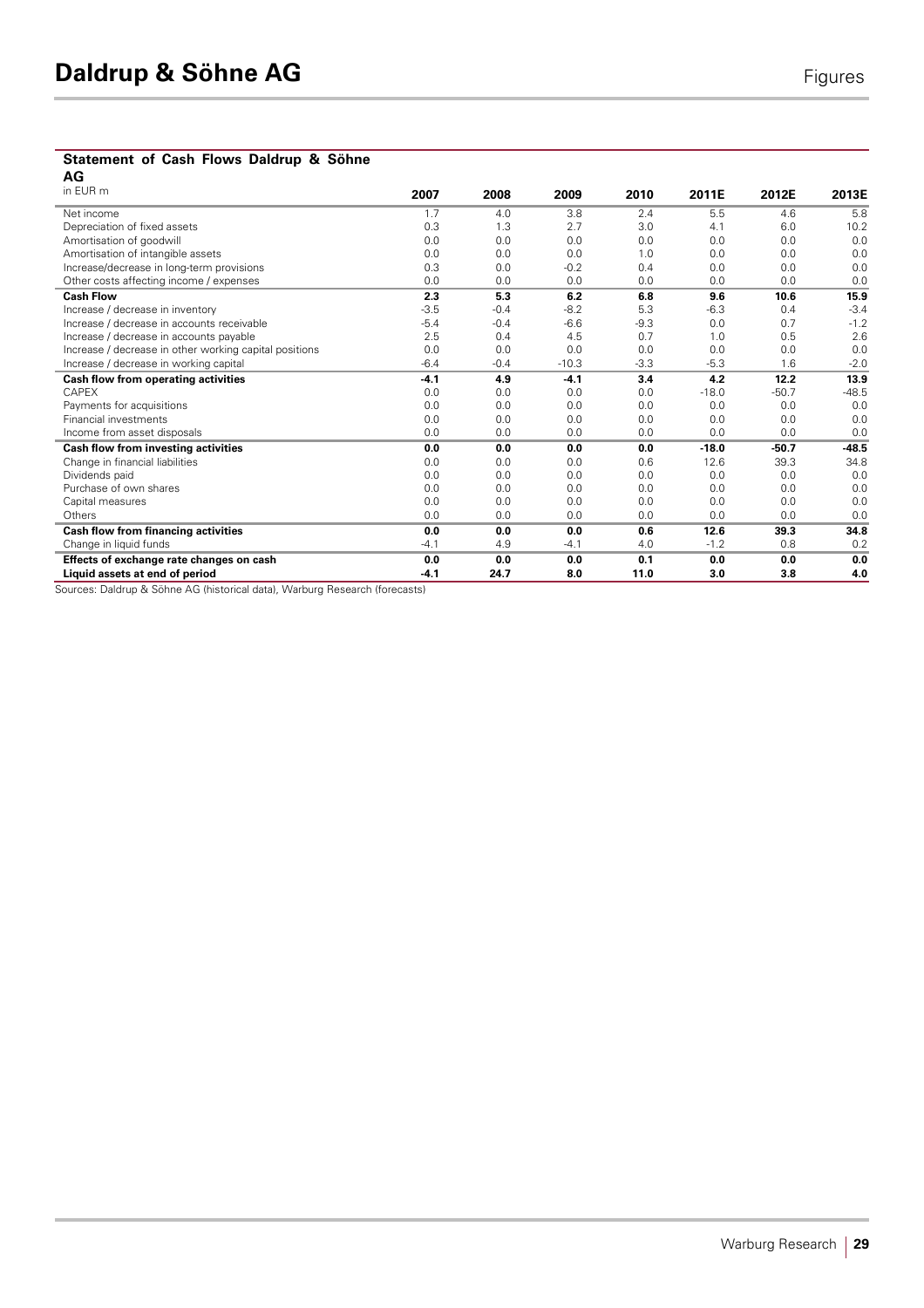### Statement of Cash Flows Daldrup & Söhne AG

| in EUR m | 2007 | 2008 | 2009 | 2010 | 2011E | 2012E | 2013E |
|---|---|---|---|---|---|---|---|
| Net income | 1.7 | 4.0 | 3.8 | 2.4 | 5.5 | 4.6 | 5.8 |
| Depreciation of fixed assets | 0.3 | 1.3 | 2.7 | 3.0 | 4.1 | 6.0 | 10.2 |
| Amortisation of goodwill | 0.0 | 0.0 | 0.0 | 0.0 | 0.0 | 0.0 | 0.0 |
| Amortisation of intangible assets | 0.0 | 0.0 | 0.0 | 1.0 | 0.0 | 0.0 | 0.0 |
| Increase/decrease in long-term provisions | 0.3 | 0.0 | -0.2 | 0.4 | 0.0 | 0.0 | 0.0 |
| Other costs affecting income / expenses | 0.0 | 0.0 | 0.0 | 0.0 | 0.0 | 0.0 | 0.0 |
| **Cash Flow** | **2.3** | **5.3** | **6.2** | **6.8** | **9.6** | **10.6** | **15.9** |
| Increase / decrease in inventory | -3.5 | -0.4 | -8.2 | 5.3 | -6.3 | 0.4 | -3.4 |
| Increase / decrease in accounts receivable | -5.4 | -0.4 | -6.6 | -9.3 | 0.0 | 0.7 | -1.2 |
| Increase / decrease in accounts payable | 2.5 | 0.4 | 4.5 | 0.7 | 1.0 | 0.5 | 2.6 |
| Increase / decrease in other working capital positions | 0.0 | 0.0 | 0.0 | 0.0 | 0.0 | 0.0 | 0.0 |
| Increase / decrease in working capital | -6.4 | -0.4 | -10.3 | -3.3 | -5.3 | 1.6 | -2.0 |
| **Cash flow from operating activities** | **-4.1** | **4.9** | **-4.1** | **3.4** | **4.2** | **12.2** | **13.9** |
| CAPEX | 0.0 | 0.0 | 0.0 | 0.0 | -18.0 | -50.7 | -48.5 |
| Payments for acquisitions | 0.0 | 0.0 | 0.0 | 0.0 | 0.0 | 0.0 | 0.0 |
| Financial investments | 0.0 | 0.0 | 0.0 | 0.0 | 0.0 | 0.0 | 0.0 |
| Income from asset disposals | 0.0 | 0.0 | 0.0 | 0.0 | 0.0 | 0.0 | 0.0 |
| **Cash flow from investing activities** | **0.0** | **0.0** | **0.0** | **0.0** | **-18.0** | **-50.7** | **-48.5** |
| Change in financial liabilities | 0.0 | 0.0 | 0.0 | 0.6 | 12.6 | 39.3 | 34.8 |
| Dividends paid | 0.0 | 0.0 | 0.0 | 0.0 | 0.0 | 0.0 | 0.0 |
| Purchase of own shares | 0.0 | 0.0 | 0.0 | 0.0 | 0.0 | 0.0 | 0.0 |
| Capital measures | 0.0 | 0.0 | 0.0 | 0.0 | 0.0 | 0.0 | 0.0 |
| Others | 0.0 | 0.0 | 0.0 | 0.0 | 0.0 | 0.0 | 0.0 |
| **Cash flow from financing activities** | **0.0** | **0.0** | **0.0** | **0.6** | **12.6** | **39.3** | **34.8** |
| Change in liquid funds | -4.1 | 4.9 | -4.1 | 4.0 | -1.2 | 0.8 | 0.2 |
| **Effects of exchange rate changes on cash** | **0.0** | **0.0** | **0.0** | **0.1** | **0.0** | **0.0** | **0.0** |
| **Liquid assets at end of period** | **-4.1** | **24.7** | **8.0** | **11.0** | **3.0** | **3.8** | **4.0** |

Sources: Daldrup & Söhne AG (historical data), Warburg Research (forecasts)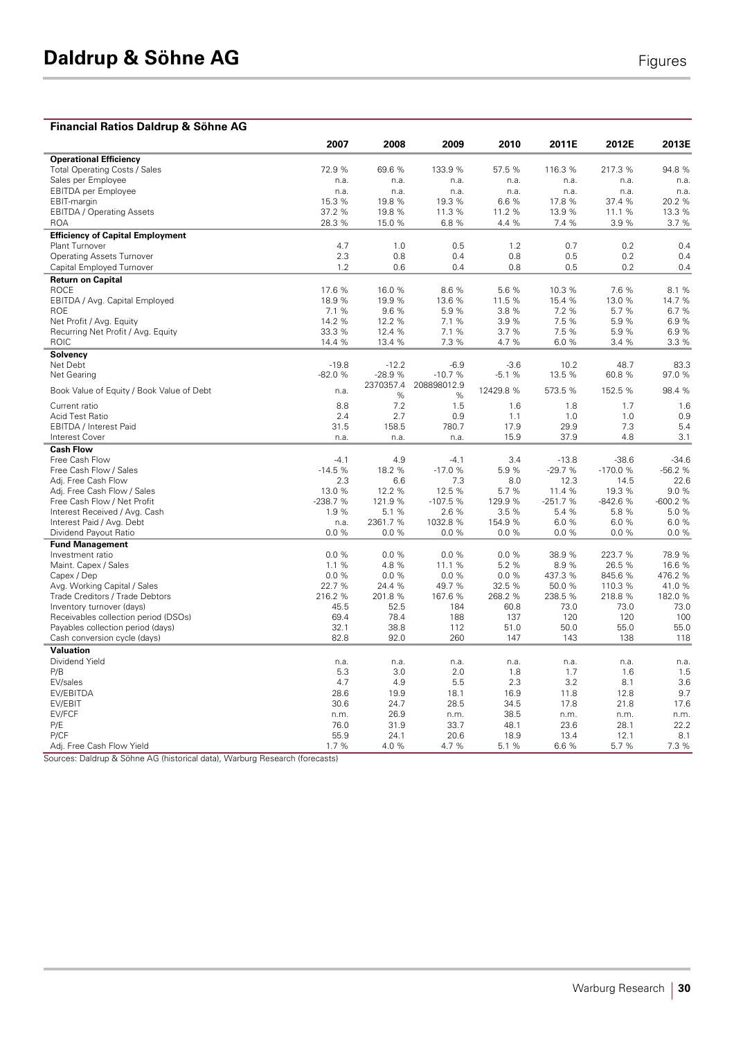## Financial Ratios Daldrup & Söhne AG

| | 2007 | 2008 | 2009 | 2010 | 2011E | 2012E | 2013E |
|---|---|---|---|---|---|---|---|
| **Operational Efficiency** | | | | | | | |
| Total Operating Costs / Sales | 72.9 % | 69.6 % | 133.9 % | 57.5 % | 116.3 % | 217.3 % | 94.8 % |
| Sales per Employee | n.a. | n.a. | n.a. | n.a. | n.a. | n.a. | n.a. |
| EBITDA per Employee | n.a. | n.a. | n.a. | n.a. | n.a. | n.a. | n.a. |
| EBIT-margin | 15.3 % | 19.8 % | 19.3 % | 6.6 % | 17.8 % | 37.4 % | 20.2 % |
| EBITDA / Operating Assets | 37.2 % | 19.8 % | 11.3 % | 11.2 % | 13.9 % | 11.1 % | 13.3 % |
| ROA | 28.3 % | 15.0 % | 6.8 % | 4.4 % | 7.4 % | 3.9 % | 3.7 % |
| **Efficiency of Capital Employment** | | | | | | | |
| Plant Turnover | 4.7 | 1.0 | 0.5 | 1.2 | 0.7 | 0.2 | 0.4 |
| Operating Assets Turnover | 2.3 | 0.8 | 0.4 | 0.8 | 0.5 | 0.2 | 0.4 |
| Capital Employed Turnover | 1.2 | 0.6 | 0.4 | 0.8 | 0.5 | 0.2 | 0.4 |
| **Return on Capital** | | | | | | | |
| ROCE | 17.6 % | 16.0 % | 8.6 % | 5.6 % | 10.3 % | 7.6 % | 8.1 % |
| EBITDA / Avg. Capital Employed | 18.9 % | 19.9 % | 13.6 % | 11.5 % | 15.4 % | 13.0 % | 14.7 % |
| ROE | 7.1 % | 9.6 % | 5.9 % | 3.8 % | 7.2 % | 5.7 % | 6.7 % |
| Net Profit / Avg. Equity | 14.2 % | 12.2 % | 7.1 % | 3.9 % | 7.5 % | 5.9 % | 6.9 % |
| Recurring Net Profit / Avg. Equity | 33.3 % | 12.4 % | 7.1 % | 3.7 % | 7.5 % | 5.9 % | 6.9 % |
| ROIC | 14.4 % | 13.4 % | 7.3 % | 4.7 % | 6.0 % | 3.4 % | 3.3 % |
| **Solvency** | | | | | | | |
| Net Debt | -19.8 | -12.2 | -6.9 | -3.6 | 10.2 | 48.7 | 83.3 |
| Net Gearing | -82.0 % | -28.9 % | -10.7 % | -5.1 % | 13.5 % | 60.8 % | 97.0 % |
| Book Value of Equity / Book Value of Debt | n.a. | 2370357.4 % | 208898012.9 % | 12429.8 % | 573.5 % | 152.5 % | 98.4 % |
| Current ratio | 8.8 | 7.2 | 1.5 | 1.6 | 1.8 | 1.7 | 1.6 |
| Acid Test Ratio | 2.4 | 2.7 | 0.9 | 1.1 | 1.0 | 1.0 | 0.9 |
| EBITDA / Interest Paid | 31.5 | 158.5 | 780.7 | 17.9 | 29.9 | 7.3 | 5.4 |
| Interest Cover | n.a. | n.a. | n.a. | 15.9 | 37.9 | 4.8 | 3.1 |
| **Cash Flow** | | | | | | | |
| Free Cash Flow | -4.1 | 4.9 | -4.1 | 3.4 | -13.8 | -38.6 | -34.6 |
| Free Cash Flow / Sales | -14.5 % | 18.2 % | -17.0 % | 5.9 % | -29.7 % | -170.0 % | -56.2 % |
| Adj. Free Cash Flow | 2.3 | 6.6 | 7.3 | 8.0 | 12.3 | 14.5 | 22.6 |
| Adj. Free Cash Flow / Sales | 13.0 % | 12.2 % | 12.5 % | 5.7 % | 11.4 % | 19.3 % | 9.0 % |
| Free Cash Flow / Net Profit | -238.7 % | 121.9 % | -107.5 % | 129.9 % | -251.7 % | -842.6 % | -600.2 % |
| Interest Received / Avg. Cash | 1.9 % | 5.1 % | 2.6 % | 3.5 % | 5.4 % | 5.8 % | 5.0 % |
| Interest Paid / Avg. Debt | n.a. | 2361.7 % | 1032.8 % | 154.9 % | 6.0 % | 6.0 % | 6.0 % |
| Dividend Payout Ratio | 0.0 % | 0.0 % | 0.0 % | 0.0 % | 0.0 % | 0.0 % | 0.0 % |
| **Fund Management** | | | | | | | |
| Investment ratio | 0.0 % | 0.0 % | 0.0 % | 0.0 % | 38.9 % | 223.7 % | 78.9 % |
| Maint. Capex / Sales | 1.1 % | 4.8 % | 11.1 % | 5.2 % | 8.9 % | 26.5 % | 16.6 % |
| Capex / Dep | 0.0 % | 0.0 % | 0.0 % | 0.0 % | 437.3 % | 845.6 % | 476.2 % |
| Avg. Working Capital / Sales | 22.7 % | 24.4 % | 49.7 % | 32.5 % | 50.0 % | 110.3 % | 41.0 % |
| Trade Creditors / Trade Debtors | 216.2 % | 201.8 % | 167.6 % | 268.2 % | 238.5 % | 218.8 % | 182.0 % |
| Inventory turnover (days) | 45.5 | 52.5 | 184 | 60.8 | 73.0 | 73.0 | 73.0 |
| Receivables collection period (DSOs) | 69.4 | 78.4 | 188 | 137 | 120 | 120 | 100 |
| Payables collection period (days) | 32.1 | 38.8 | 112 | 51.0 | 50.0 | 55.0 | 55.0 |
| Cash conversion cycle (days) | 82.8 | 92.0 | 260 | 147 | 143 | 138 | 118 |
| **Valuation** | | | | | | | |
| Dividend Yield | n.a. | n.a. | n.a. | n.a. | n.a. | n.a. | n.a. |
| P/B | 5.3 | 3.0 | 2.0 | 1.8 | 1.7 | 1.6 | 1.5 |
| EV/sales | 4.7 | 4.9 | 5.5 | 2.3 | 3.2 | 8.1 | 3.6 |
| EV/EBITDA | 28.6 | 19.9 | 18.1 | 16.9 | 11.8 | 12.8 | 9.7 |
| EV/EBIT | 30.6 | 24.7 | 28.5 | 34.5 | 17.8 | 21.8 | 17.6 |
| EV/FCF | n.m. | 26.9 | n.m. | 38.5 | n.m. | n.m. | n.m. |
| P/E | 76.0 | 31.9 | 33.7 | 48.1 | 23.6 | 28.1 | 22.2 |
| P/CF | 55.9 | 24.1 | 20.6 | 18.9 | 13.4 | 12.1 | 8.1 |
| Adj. Free Cash Flow Yield | 1.7 % | 4.0 % | 4.7 % | 5.1 % | 6.6 % | 5.7 % | 7.3 % |

Sources: Daldrup & Söhne AG (historical data), Warburg Research (forecasts)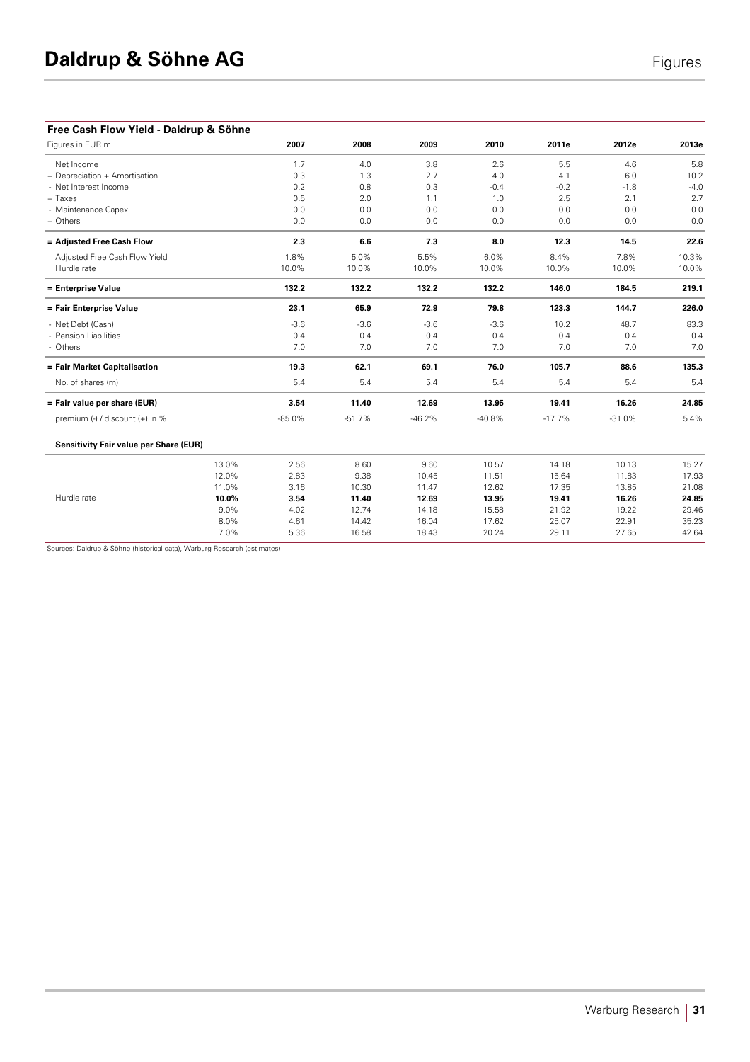## Free Cash Flow Yield - Daldrup & Söhne

| Figures in EUR m | | 2007 | 2008 | 2009 | 2010 | 2011e | 2012e | 2013e |
|---|---|---|---|---|---|---|---|---|
| Net Income | | 1.7 | 4.0 | 3.8 | 2.6 | 5.5 | 4.6 | 5.8 |
| + Depreciation + Amortisation | | 0.3 | 1.3 | 2.7 | 4.0 | 4.1 | 6.0 | 10.2 |
| - Net Interest Income | | 0.2 | 0.8 | 0.3 | -0.4 | -0.2 | -1.8 | -4.0 |
| + Taxes | | 0.5 | 2.0 | 1.1 | 1.0 | 2.5 | 2.1 | 2.7 |
| - Maintenance Capex | | 0.0 | 0.0 | 0.0 | 0.0 | 0.0 | 0.0 | 0.0 |
| + Others | | 0.0 | 0.0 | 0.0 | 0.0 | 0.0 | 0.0 | 0.0 |
| **= Adjusted Free Cash Flow** | | **2.3** | **6.6** | **7.3** | **8.0** | **12.3** | **14.5** | **22.6** |
| Adjusted Free Cash Flow Yield | | 1.8% | 5.0% | 5.5% | 6.0% | 8.4% | 7.8% | 10.3% |
| Hurdle rate | | 10.0% | 10.0% | 10.0% | 10.0% | 10.0% | 10.0% | 10.0% |
| **= Enterprise Value** | | **132.2** | **132.2** | **132.2** | **132.2** | **146.0** | **184.5** | **219.1** |
| **= Fair Enterprise Value** | | **23.1** | **65.9** | **72.9** | **79.8** | **123.3** | **144.7** | **226.0** |
| - Net Debt (Cash) | | -3.6 | -3.6 | -3.6 | -3.6 | 10.2 | 48.7 | 83.3 |
| - Pension Liabilities | | 0.4 | 0.4 | 0.4 | 0.4 | 0.4 | 0.4 | 0.4 |
| - Others | | 7.0 | 7.0 | 7.0 | 7.0 | 7.0 | 7.0 | 7.0 |
| **= Fair Market Capitalisation** | | **19.3** | **62.1** | **69.1** | **76.0** | **105.7** | **88.6** | **135.3** |
| No. of shares (m) | | 5.4 | 5.4 | 5.4 | 5.4 | 5.4 | 5.4 | 5.4 |
| **= Fair value per share (EUR)** | | **3.54** | **11.40** | **12.69** | **13.95** | **19.41** | **16.26** | **24.85** |
| premium (-) / discount (+) in % | | -85.0% | -51.7% | -46.2% | -40.8% | -17.7% | -31.0% | 5.4% |
| **Sensitivity Fair value per Share (EUR)** | | | | | | | | |
| | 13.0% | 2.56 | 8.60 | 9.60 | 10.57 | 14.18 | 10.13 | 15.27 |
| | 12.0% | 2.83 | 9.38 | 10.45 | 11.51 | 15.64 | 11.83 | 17.93 |
| | 11.0% | 3.16 | 10.30 | 11.47 | 12.62 | 17.35 | 13.85 | 21.08 |
| Hurdle rate | **10.0%** | **3.54** | **11.40** | **12.69** | **13.95** | **19.41** | **16.26** | **24.85** |
| | 9.0% | 4.02 | 12.74 | 14.18 | 15.58 | 21.92 | 19.22 | 29.46 |
| | 8.0% | 4.61 | 14.42 | 16.04 | 17.62 | 25.07 | 22.91 | 35.23 |
| | 7.0% | 5.36 | 16.58 | 18.43 | 20.24 | 29.11 | 27.65 | 42.64 |

Sources: Daldrup & Söhne (historical data), Warburg Research (estimates)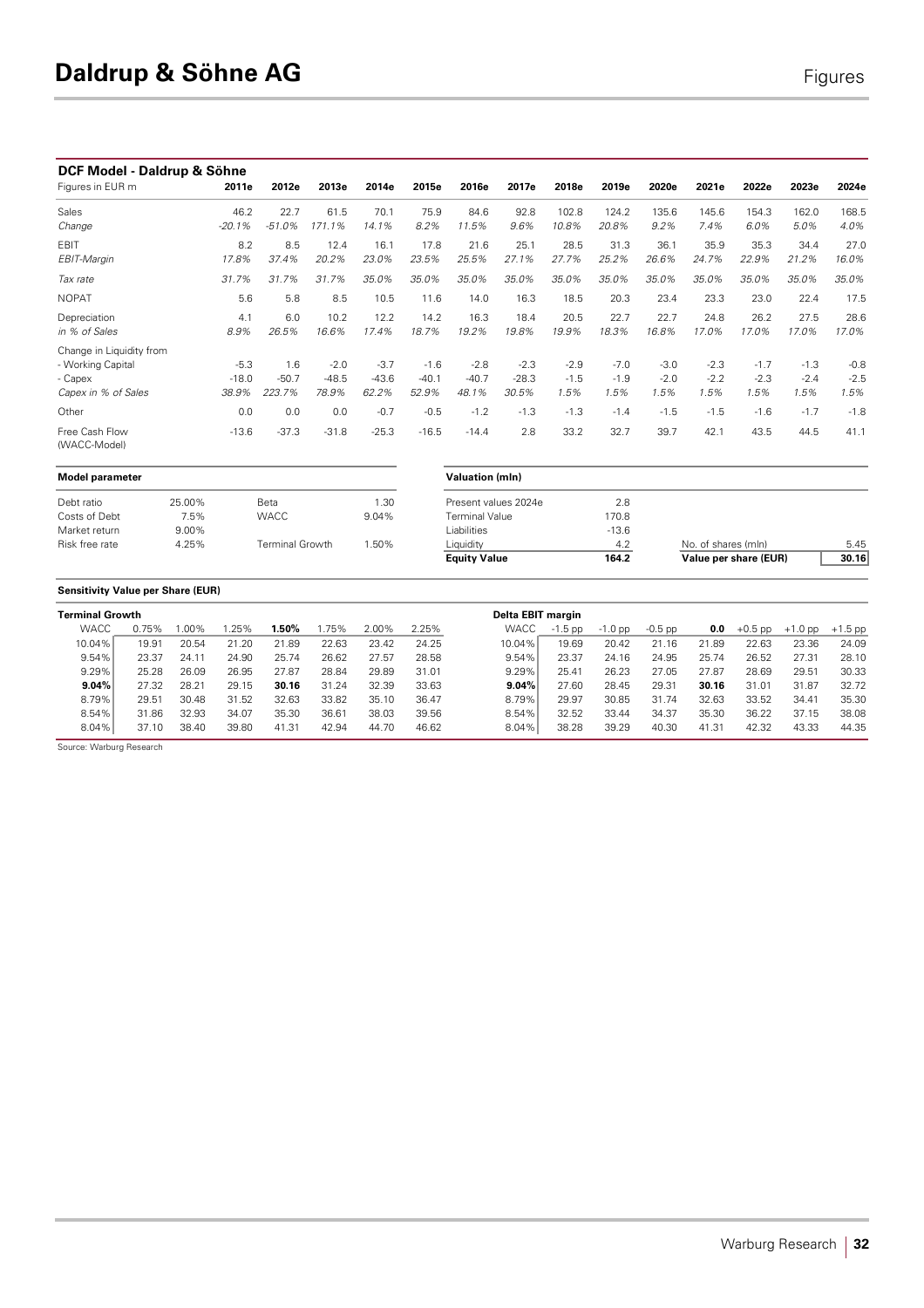# Daldrup & Söhne AG

### DCF Model - Daldrup & Söhne

| Figures in EUR m | 2011e | 2012e | 2013e | 2014e | 2015e | 2016e | 2017e | 2018e | 2019e | 2020e | 2021e | 2022e | 2023e | 2024e |
|---|---|---|---|---|---|---|---|---|---|---|---|---|---|---|
| Sales | 46.2 | 22.7 | 61.5 | 70.1 | 75.9 | 84.6 | 92.8 | 102.8 | 124.2 | 135.6 | 145.6 | 154.3 | 162.0 | 168.5 |
| *Change* | *-20.1%* | *-51.0%* | *171.1%* | *14.1%* | *8.2%* | *11.5%* | *9.6%* | *10.8%* | *20.8%* | *9.2%* | *7.4%* | *6.0%* | *5.0%* | *4.0%* |
| EBIT | 8.2 | 8.5 | 12.4 | 16.1 | 17.8 | 21.6 | 25.1 | 28.5 | 31.3 | 36.1 | 35.9 | 35.3 | 34.4 | 27.0 |
| *EBIT-Margin* | *17.8%* | *37.4%* | *20.2%* | *23.0%* | *23.5%* | *25.5%* | *27.1%* | *27.7%* | *25.2%* | *26.6%* | *24.7%* | *22.9%* | *21.2%* | *16.0%* |
| *Tax rate* | *31.7%* | *31.7%* | *31.7%* | *35.0%* | *35.0%* | *35.0%* | *35.0%* | *35.0%* | *35.0%* | *35.0%* | *35.0%* | *35.0%* | *35.0%* | *35.0%* |
| NOPAT | 5.6 | 5.8 | 8.5 | 10.5 | 11.6 | 14.0 | 16.3 | 18.5 | 20.3 | 23.4 | 23.3 | 23.0 | 22.4 | 17.5 |
| Depreciation | 4.1 | 6.0 | 10.2 | 12.2 | 14.2 | 16.3 | 18.4 | 20.5 | 22.7 | 22.7 | 24.8 | 26.2 | 27.5 | 28.6 |
| *in % of Sales* | *8.9%* | *26.5%* | *16.6%* | *17.4%* | *18.7%* | *19.2%* | *19.8%* | *19.9%* | *18.3%* | *16.8%* | *17.0%* | *17.0%* | *17.0%* | *17.0%* |
| Change in Liquidity from | | | | | | | | | | | | | | |
| - Working Capital | -5.3 | 1.6 | -2.0 | -3.7 | -1.6 | -2.8 | -2.3 | -2.9 | -7.0 | -3.0 | -2.3 | -1.7 | -1.3 | -0.8 |
| - Capex | -18.0 | -50.7 | -48.5 | -43.6 | -40.1 | -40.7 | -28.3 | -1.5 | -1.9 | -2.0 | -2.2 | -2.3 | -2.4 | -2.5 |
| *Capex in % of Sales* | *38.9%* | *223.7%* | *78.9%* | *62.2%* | *52.9%* | *48.1%* | *30.5%* | *1.5%* | *1.5%* | *1.5%* | *1.5%* | *1.5%* | *1.5%* | *1.5%* |
| Other | 0.0 | 0.0 | 0.0 | -0.7 | -0.5 | -1.2 | -1.3 | -1.3 | -1.4 | -1.5 | -1.5 | -1.6 | -1.7 | -1.8 |
| Free Cash Flow (WACC-Model) | -13.6 | -37.3 | -31.8 | -25.3 | -16.5 | -14.4 | 2.8 | 33.2 | 32.7 | 39.7 | 42.1 | 43.5 | 44.5 | 41.1 |

**Model parameter**

| | | | |
|---|---|---|---|
| Debt ratio | 25.00% | Beta | 1.30 |
| Costs of Debt | 7.5% | WACC | 9.04% |
| Market return | 9.00% | | |
| Risk free rate | 4.25% | Terminal Growth | 1.50% |

**Valuation (mln)**

| | | | |
|---|---|---|---|
| Present values 2024e | 2.8 | | |
| Terminal Value | 170.8 | | |
| Liabilities | -13.6 | | |
| Liquidity | 4.2 | No. of shares (mln) | 5.45 |
| **Equity Value** | **164.2** | **Value per share (EUR)** | **30.16** |

**Sensitivity Value per Share (EUR)**

**Terminal Growth**

| WACC | 0.75% | 1.00% | 1.25% | **1.50%** | 1.75% | 2.00% | 2.25% |
|---|---|---|---|---|---|---|---|
| 10.04% | 19.91 | 20.54 | 21.20 | 21.89 | 22.63 | 23.42 | 24.25 |
| 9.54% | 23.37 | 24.11 | 24.90 | 25.74 | 26.62 | 27.57 | 28.58 |
| 9.29% | 25.28 | 26.09 | 26.95 | 27.87 | 28.84 | 29.89 | 31.01 |
| **9.04%** | 27.32 | 28.21 | 29.15 | **30.16** | 31.24 | 32.39 | 33.63 |
| 8.79% | 29.51 | 30.48 | 31.52 | 32.63 | 33.82 | 35.10 | 36.47 |
| 8.54% | 31.86 | 32.93 | 34.07 | 35.30 | 36.61 | 38.03 | 39.56 |
| 8.04% | 37.10 | 38.40 | 39.80 | 41.31 | 42.94 | 44.70 | 46.62 |

**Delta EBIT margin**

| WACC | -1.5 pp | -1.0 pp | -0.5 pp | **0.0** | +0.5 pp | +1.0 pp | +1.5 pp |
|---|---|---|---|---|---|---|---|
| 10.04% | 19.69 | 20.42 | 21.16 | 21.89 | 22.63 | 23.36 | 24.09 |
| 9.54% | 23.37 | 24.16 | 24.95 | 25.74 | 26.52 | 27.31 | 28.10 |
| 9.29% | 25.41 | 26.23 | 27.05 | 27.87 | 28.69 | 29.51 | 30.33 |
| **9.04%** | 27.60 | 28.45 | 29.31 | **30.16** | 31.01 | 31.87 | 32.72 |
| 8.79% | 29.97 | 30.85 | 31.74 | 32.63 | 33.52 | 34.41 | 35.30 |
| 8.54% | 32.52 | 33.44 | 34.37 | 35.30 | 36.22 | 37.15 | 38.08 |
| 8.04% | 38.28 | 39.29 | 40.30 | 41.31 | 42.32 | 43.33 | 44.35 |

Source: Warburg Research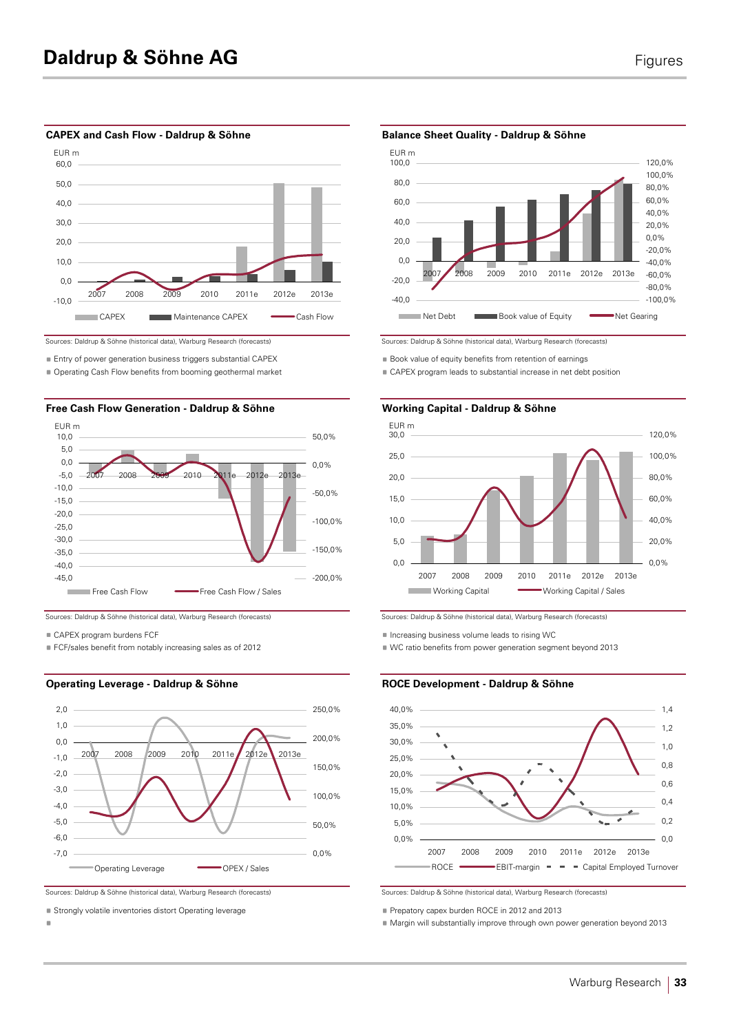## CAPEX and Cash Flow - Daldrup & Söhne

Sources: Daldrup & Söhne (historical data), Warburg Research (forecasts)

- Entry of power generation business triggers substantial CAPEX
- Operating Cash Flow benefits from booming geothermal market

## Balance Sheet Quality - Daldrup & Söhne

Sources: Daldrup & Söhne (historical data), Warburg Research (forecasts)

- Book value of equity benefits from retention of earnings
- CAPEX program leads to substantial increase in net debt position

## Free Cash Flow Generation - Daldrup & Söhne

Sources: Daldrup & Söhne (historical data), Warburg Research (forecasts)

- CAPEX program burdens FCF
- FCF/sales benefit from notably increasing sales as of 2012

## Working Capital - Daldrup & Söhne

Sources: Daldrup & Söhne (historical data), Warburg Research (forecasts)

- Increasing business volume leads to rising WC
- WC ratio benefits from power generation segment beyond 2013

## Operating Leverage - Daldrup & Söhne

Sources: Daldrup & Söhne (historical data), Warburg Research (forecasts)

- Strongly volatile inventories distort Operating leverage

## ROCE Development - Daldrup & Söhne

Sources: Daldrup & Söhne (historical data), Warburg Research (forecasts)

- Prepatory capex burden ROCE in 2012 and 2013
- Margin will substantially improve through own power generation beyond 2013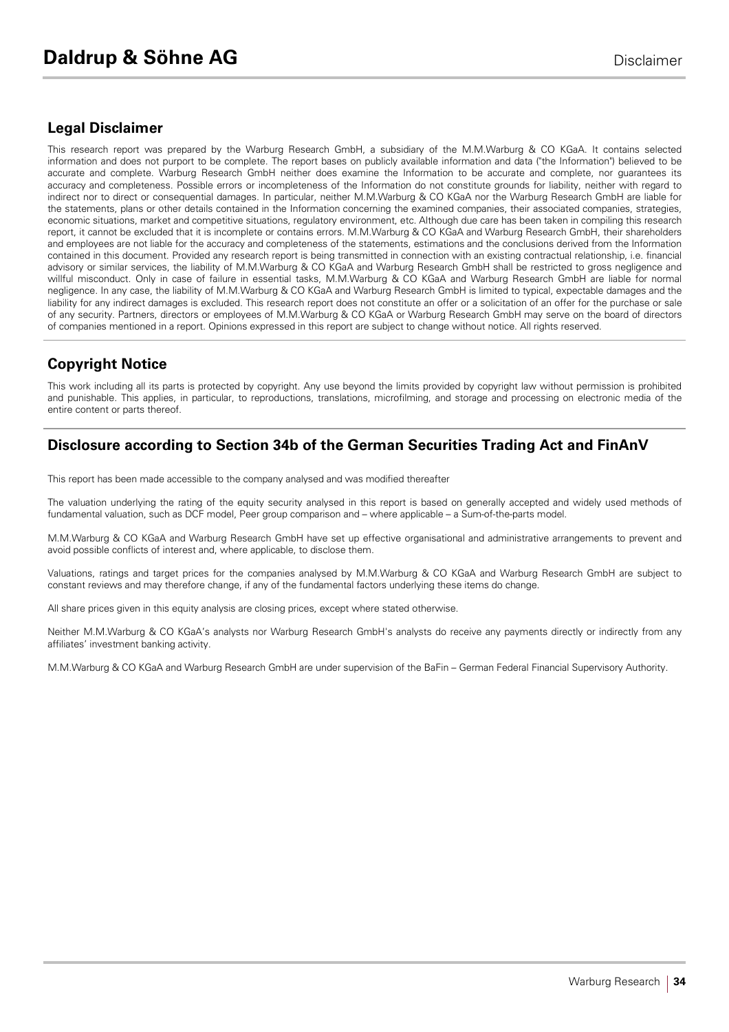## Legal Disclaimer

This research report was prepared by the Warburg Research GmbH, a subsidiary of the M.M.Warburg & CO KGaA. It contains selected information and does not purport to be complete. The report bases on publicly available information and data ("the Information") believed to be accurate and complete. Warburg Research GmbH neither does examine the Information to be accurate and complete, nor guarantees its accuracy and completeness. Possible errors or incompleteness of the Information do not constitute grounds for liability, neither with regard to indirect nor to direct or consequential damages. In particular, neither M.M.Warburg & CO KGaA nor the Warburg Research GmbH are liable for the statements, plans or other details contained in the Information concerning the examined companies, their associated companies, strategies, economic situations, market and competitive situations, regulatory environment, etc. Although due care has been taken in compiling this research report, it cannot be excluded that it is incomplete or contains errors. M.M.Warburg & CO KGaA and Warburg Research GmbH, their shareholders and employees are not liable for the accuracy and completeness of the statements, estimations and the conclusions derived from the Information contained in this document. Provided any research report is being transmitted in connection with an existing contractual relationship, i.e. financial advisory or similar services, the liability of M.M.Warburg & CO KGaA and Warburg Research GmbH shall be restricted to gross negligence and willful misconduct. Only in case of failure in essential tasks, M.M.Warburg & CO KGaA and Warburg Research GmbH are liable for normal negligence. In any case, the liability of M.M.Warburg & CO KGaA and Warburg Research GmbH is limited to typical, expectable damages and the liability for any indirect damages is excluded. This research report does not constitute an offer or a solicitation of an offer for the purchase or sale of any security. Partners, directors or employees of M.M.Warburg & CO KGaA or Warburg Research GmbH may serve on the board of directors of companies mentioned in a report. Opinions expressed in this report are subject to change without notice. All rights reserved.

## Copyright Notice

This work including all its parts is protected by copyright. Any use beyond the limits provided by copyright law without permission is prohibited and punishable. This applies, in particular, to reproductions, translations, microfilming, and storage and processing on electronic media of the entire content or parts thereof.

## Disclosure according to Section 34b of the German Securities Trading Act and FinAnV

This report has been made accessible to the company analysed and was modified thereafter

The valuation underlying the rating of the equity security analysed in this report is based on generally accepted and widely used methods of fundamental valuation, such as DCF model, Peer group comparison and – where applicable – a Sum-of-the-parts model.

M.M.Warburg & CO KGaA and Warburg Research GmbH have set up effective organisational and administrative arrangements to prevent and avoid possible conflicts of interest and, where applicable, to disclose them.

Valuations, ratings and target prices for the companies analysed by M.M.Warburg & CO KGaA and Warburg Research GmbH are subject to constant reviews and may therefore change, if any of the fundamental factors underlying these items do change.

All share prices given in this equity analysis are closing prices, except where stated otherwise.

Neither M.M.Warburg & CO KGaA's analysts nor Warburg Research GmbH's analysts do receive any payments directly or indirectly from any affiliates' investment banking activity.

M.M.Warburg & CO KGaA and Warburg Research GmbH are under supervision of the BaFin – German Federal Financial Supervisory Authority.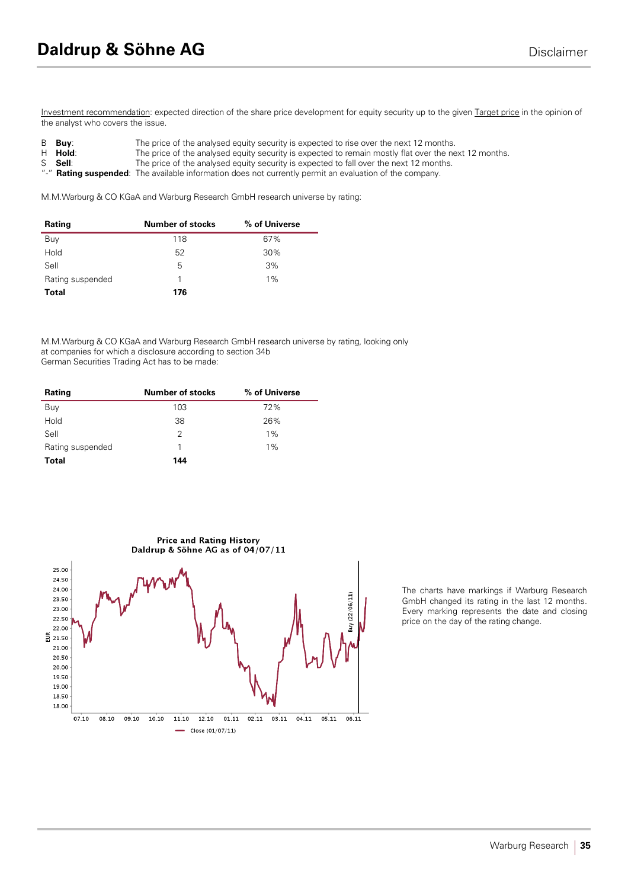Investment recommendation: expected direction of the share price development for equity security up to the given Target price in the opinion of the analyst who covers the issue.

| | | |
|---|---|---|
| B | **Buy**: | The price of the analysed equity security is expected to rise over the next 12 months. |
| H | **Hold**: | The price of the analysed equity security is expected to remain mostly flat over the next 12 months. |
| S | **Sell**: | The price of the analysed equity security is expected to fall over the next 12 months. |
| "-" | **Rating suspended**: | The available information does not currently permit an evaluation of the company. |

M.M.Warburg & CO KGaA and Warburg Research GmbH research universe by rating:

| Rating | Number of stocks | % of Universe |
|---|---|---|
| Buy | 118 | 67% |
| Hold | 52 | 30% |
| Sell | 5 | 3% |
| Rating suspended | 1 | 1% |
| **Total** | **176** | |

M.M.Warburg & CO KGaA and Warburg Research GmbH research universe by rating, looking only at companies for which a disclosure according to section 34b German Securities Trading Act has to be made:

| Rating | Number of stocks | % of Universe |
|---|---|---|
| Buy | 103 | 72% |
| Hold | 38 | 26% |
| Sell | 2 | 1% |
| Rating suspended | 1 | 1% |
| **Total** | **144** | |

**Price and Rating History**
**Daldrup & Söhne AG as of 04/07/11**

The charts have markings if Warburg Research GmbH changed its rating in the last 12 months. Every marking represents the date and closing price on the day of the rating change.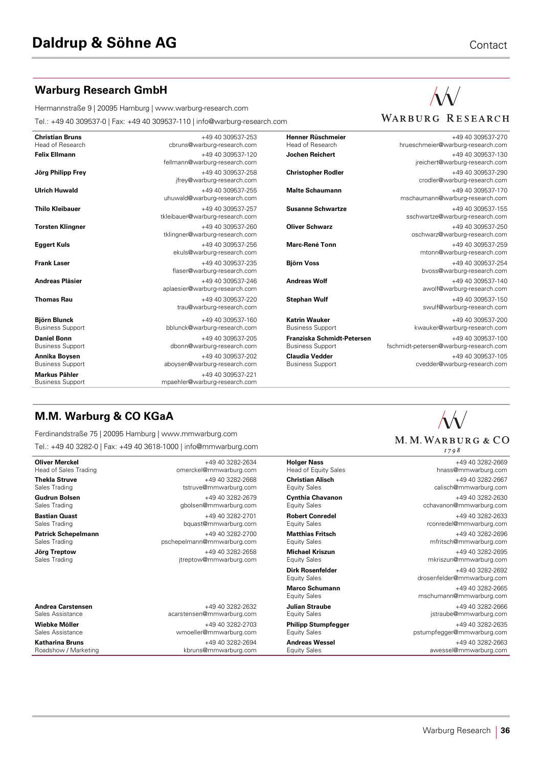## Warburg Research GmbH

Hermannstraße 9 | 20095 Hamburg | www.warburg-research.com

Tel.: +49 40 309537-0 | Fax: +49 40 309537-110 | info@warburg-research.com

WARBURG RESEARCH

| | | | |
|---|---|---|---|
| **Christian Bruns**<br>Head of Research | +49 40 309537-253<br>cbruns@warburg-research.com | **Henner Rüschmeier**<br>Head of Research | +49 40 309537-270<br>hrueschmeier@warburg-research.com |
| **Felix Ellmann** | +49 40 309537-120<br>fellmann@warburg-research.com | **Jochen Reichert** | +49 40 309537-130<br>jreichert@warburg-research.com |
| **Jörg Philipp Frey** | +49 40 309537-258<br>jfrey@warburg-research.com | **Christopher Rodler** | +49 40 309537-290<br>crodler@warburg-research.com |
| **Ulrich Huwald** | +49 40 309537-255<br>uhuwald@warburg-research.com | **Malte Schaumann** | +49 40 309537-170<br>mschaumann@warburg-research.com |
| **Thilo Kleibauer** | +49 40 309537-257<br>tkleibauer@warburg-research.com | **Susanne Schwartze** | +49 40 309537-155<br>sschwartze@warburg-research.com |
| **Torsten Klingner** | +49 40 309537-260<br>tklingner@warburg-research.com | **Oliver Schwarz** | +49 40 309537-250<br>oschwarz@warburg-research.com |
| **Eggert Kuls** | +49 40 309537-256<br>ekuls@warburg-research.com | **Marc-René Tonn** | +49 40 309537-259<br>mtonn@warburg-research.com |
| **Frank Laser** | +49 40 309537-235<br>flaser@warburg-research.com | **Björn Voss** | +49 40 309537-254<br>bvoss@warburg-research.com |
| **Andreas Pläsier** | +49 40 309537-246<br>aplaesier@warburg-research.com | **Andreas Wolf** | +49 40 309537-140<br>awolf@warburg-research.com |
| **Thomas Rau** | +49 40 309537-220<br>trau@warburg-research.com | **Stephan Wulf** | +49 40 309537-150<br>swulf@warburg-research.com |
| **Björn Blunck**<br>Business Support | +49 40 309537-160<br>bblunck@warburg-research.com | **Katrin Wauker**<br>Business Support | +49 40 309537-200<br>kwauker@warburg-research.com |
| **Daniel Bonn**<br>Business Support | +49 40 309537-205<br>dbonn@warburg-research.com | **Franziska Schmidt-Petersen**<br>Business Support | +49 40 309537-100<br>fschmidt-petersen@warburg-research.com |
| **Annika Boysen**<br>Business Support | +49 40 309537-202<br>aboysen@warburg-research.com | **Claudia Vedder**<br>Business Support | +49 40 309537-105<br>cvedder@warburg-research.com |
| **Markus Pähler**<br>Business Support | +49 40 309537-221<br>mpaehler@warburg-research.com | | |

## M.M. Warburg & CO KGaA

Ferdinandstraße 75 | 20095 Hamburg | www.mmwarburg.com

Tel.: +49 40 3282-0 | Fax: +49 40 3618-1000 | info@mmwarburg.com

M. M. WARBURG & CO 1798

| | | | |
|---|---|---|---|
| **Oliver Merckel**<br>Head of Sales Trading | +49 40 3282-2634<br>omerckel@mmwarburg.com | **Holger Nass**<br>Head of Equity Sales | +49 40 3282-2669<br>hnass@mmwarburg.com |
| **Thekla Struve**<br>Sales Trading | +49 40 3282-2668<br>tstruve@mmwarburg.com | **Christian Alisch**<br>Equity Sales | +49 40 3282-2667<br>calisch@mmwarburg.com |
| **Gudrun Bolsen**<br>Sales Trading | +49 40 3282-2679<br>gbolsen@mmwarburg.com | **Cynthia Chavanon**<br>Equity Sales | +49 40 3282-2630<br>cchavanon@mmwarburg.com |
| **Bastian Quast**<br>Sales Trading | +49 40 3282-2701<br>bquast@mmwarburg.com | **Robert Conredel**<br>Equity Sales | +49 40 3282-2633<br>rconredel@mmwarburg.com |
| **Patrick Schepelmann**<br>Sales Trading | +49 40 3282-2700<br>pschepelmann@mmwarburg.com | **Matthias Fritsch**<br>Equity Sales | +49 40 3282-2696<br>mfritsch@mmwarburg.com |
| **Jörg Treptow**<br>Sales Trading | +49 40 3282-2658<br>jtreptow@mmwarburg.com | **Michael Kriszun**<br>Equity Sales | +49 40 3282-2695<br>mkriszun@mmwarburg.com |
| | | **Dirk Rosenfelder**<br>Equity Sales | +49 40 3282-2692<br>drosenfelder@mmwarburg.com |
| | | **Marco Schumann**<br>Equity Sales | +49 40 3282-2665<br>mschumann@mmwarburg.com |
| **Andrea Carstensen**<br>Sales Assistance | +49 40 3282-2632<br>acarstensen@mmwarburg.com | **Julian Straube**<br>Equity Sales | +49 40 3282-2666<br>jstraube@mmwarburg.com |
| **Wiebke Möller**<br>Sales Assistance | +49 40 3282-2703<br>wmoeller@mmwarburg.com | **Philipp Stumpfegger**<br>Equity Sales | +49 40 3282-2635<br>pstumpfegger@mmwarburg.com |
| **Katharina Bruns**<br>Roadshow / Marketing | +49 40 3282-2694<br>kbruns@mmwarburg.com | **Andreas Wessel**<br>Equity Sales | +49 40 3282-2663<br>awessel@mmwarburg.com |